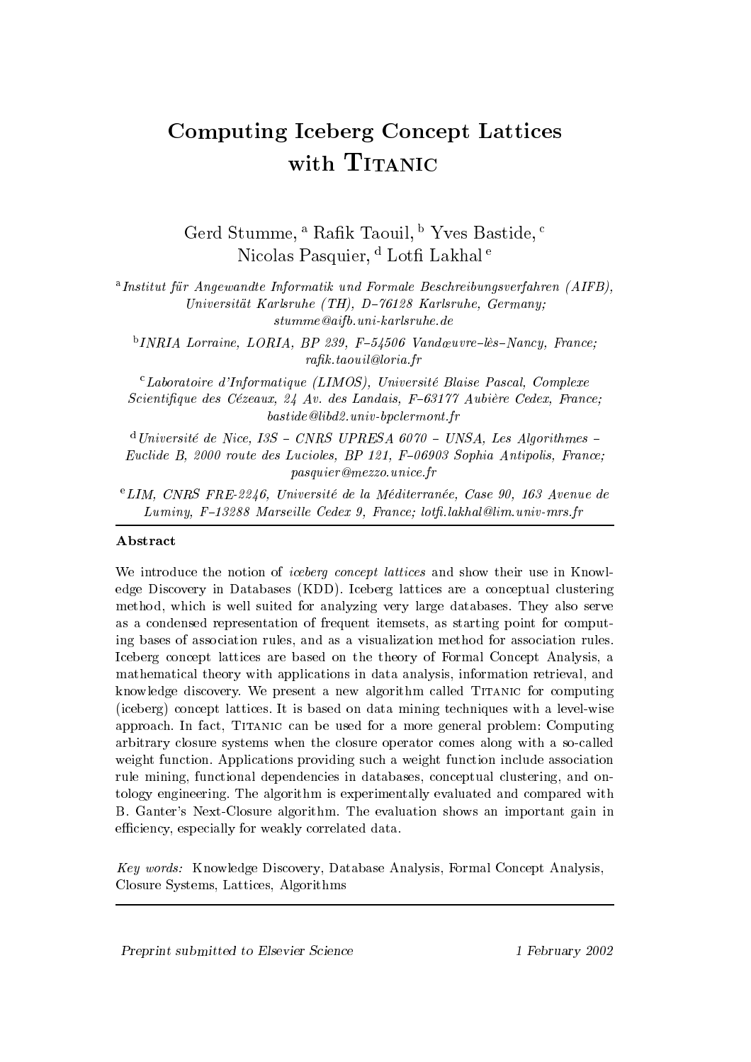# Computing Iceberg Concept Lattices with TITANIC

Gerd Stumme, [a] Rafik Taouil, [b] Yves Bastide, [c] Nicolas Pasquier, [d] Lotfi Lakhal [e]

[a] *Institut für Angewandte Informatik und Formale Beschreibungsverfahren (AIFB), Universität Karlsruhe (TH), D–76128 Karlsruhe, Germany; stumme@aifb.uni-karlsruhe.de*

[b] *INRIA Lorraine, LORIA, BP 239, F–54506 Vandœuvre–lès–Nancy, France; rafik.taouil@loria.fr*

[c] *Laboratoire d'Informatique (LIMOS), Université Blaise Pascal, Complexe Scientifique des Cézeaux, 24 Av. des Landais, F–63177 Aubière Cedex, France; bastide@libd2.univ-bpclermont.fr*

[d] *Université de Nice, I3S – CNRS UPRESA 6070 – UNSA, Les Algorithmes – Euclide B, 2000 route des Lucioles, BP 121, F–06903 Sophia Antipolis, France; pasquier@mezzo.unice.fr*

[e] *LIM, CNRS FRE-2246, Université de la Méditerranée, Case 90, 163 Avenue de Luminy, F–13288 Marseille Cedex 9, France; lotfi.lakhal@lim.univ-mrs.fr*

## Abstract

We introduce the notion of *iceberg concept lattices* and show their use in Knowledge Discovery in Databases (KDD). Iceberg lattices are a conceptual clustering method, which is well suited for analyzing very large databases. They also serve as a condensed representation of frequent itemsets, as starting point for computing bases of association rules, and as a visualization method for association rules. Iceberg concept lattices are based on the theory of Formal Concept Analysis, a mathematical theory with applications in data analysis, information retrieval, and knowledge discovery. We present a new algorithm called TITANIC for computing (iceberg) concept lattices. It is based on data mining techniques with a level-wise approach. In fact, TITANIC can be used for a more general problem: Computing arbitrary closure systems when the closure operator comes along with a so-called weight function. Applications providing such a weight function include association rule mining, functional dependencies in databases, conceptual clustering, and ontology engineering. The algorithm is experimentally evaluated and compared with B. Ganter's Next-Closure algorithm. The evaluation shows an important gain in efficiency, especially for weakly correlated data.

*Key words:* Knowledge Discovery, Database Analysis, Formal Concept Analysis, Closure Systems, Lattices, Algorithms

*Preprint submitted to Elsevier Science* 1 February 2002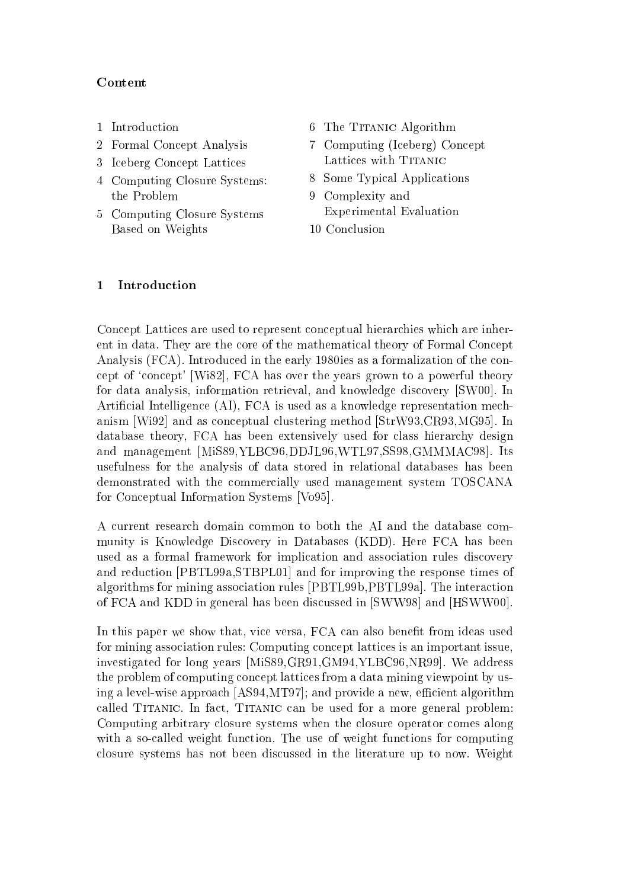**Content**

1 Introduction
2 Formal Concept Analysis
3 Iceberg Concept Lattices
4 Computing Closure Systems: the Problem
5 Computing Closure Systems Based on Weights
6 The Titanic Algorithm
7 Computing (Iceberg) Concept Lattices with Titanic
8 Some Typical Applications
9 Complexity and Experimental Evaluation
10 Conclusion

## 1 Introduction

Concept Lattices are used to represent conceptual hierarchies which are inherent in data. They are the core of the mathematical theory of Formal Concept Analysis (FCA). Introduced in the early 1980ies as a formalization of the concept of 'concept' [Wi82], FCA has over the years grown to a powerful theory for data analysis, information retrieval, and knowledge discovery [SW00]. In Artificial Intelligence (AI), FCA is used as a knowledge representation mechanism [Wi92] and as conceptual clustering method [StrW93,CR93,MG95]. In database theory, FCA has been extensively used for class hierarchy design and management [MiS89,YLBC96,DDJL96,WTL97,SS98,GMMMAC98]. Its usefulness for the analysis of data stored in relational databases has been demonstrated with the commercially used management system TOSCANA for Conceptual Information Systems [Vo95].

A current research domain common to both the AI and the database community is Knowledge Discovery in Databases (KDD). Here FCA has been used as a formal framework for implication and association rules discovery and reduction [PBTL99a,STBPL01] and for improving the response times of algorithms for mining association rules [PBTL99b,PBTL99a]. The interaction of FCA and KDD in general has been discussed in [SWW98] and [HSWW00].

In this paper we show that, vice versa, FCA can also benefit from ideas used for mining association rules: Computing concept lattices is an important issue, investigated for long years [MiS89,GR91,GM94,YLBC96,NR99]. We address the problem of computing concept lattices from a data mining viewpoint by using a level-wise approach [AS94,MT97]; and provide a new, efficient algorithm called Titanic. In fact, Titanic can be used for a more general problem: Computing arbitrary closure systems when the closure operator comes along with a so-called weight function. The use of weight functions for computing closure systems has not been discussed in the literature up to now. Weight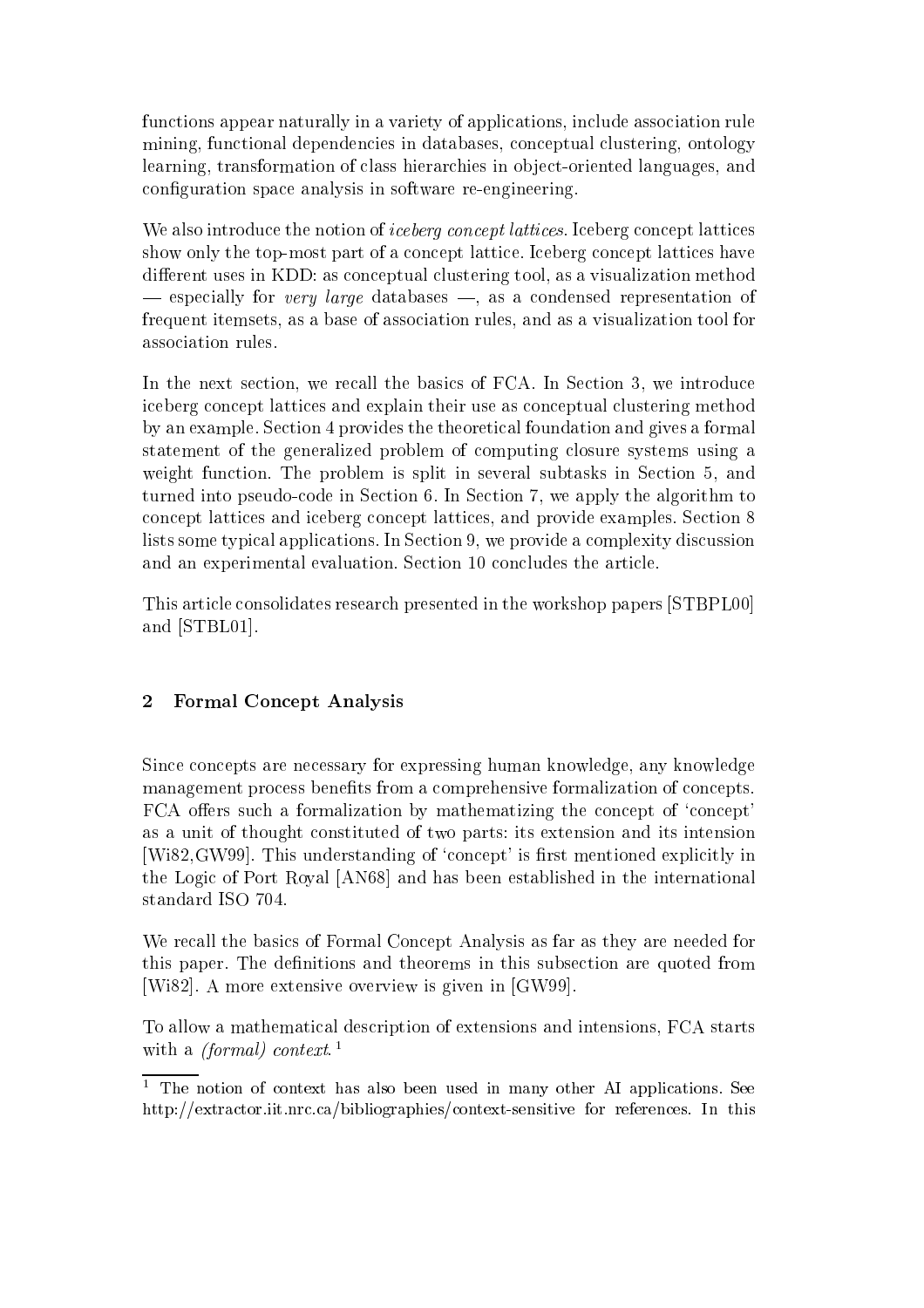functions appear naturally in a variety of applications, include association rule mining, functional dependencies in databases, conceptual clustering, ontology learning, transformation of class hierarchies in object-oriented languages, and configuration space analysis in software re-engineering.

We also introduce the notion of *iceberg concept lattices*. Iceberg concept lattices show only the top-most part of a concept lattice. Iceberg concept lattices have different uses in KDD: as conceptual clustering tool, as a visualization method — especially for *very large* databases —, as a condensed representation of frequent itemsets, as a base of association rules, and as a visualization tool for association rules.

In the next section, we recall the basics of FCA. In Section 3, we introduce iceberg concept lattices and explain their use as conceptual clustering method by an example. Section 4 provides the theoretical foundation and gives a formal statement of the generalized problem of computing closure systems using a weight function. The problem is split in several subtasks in Section 5, and turned into pseudo-code in Section 6. In Section 7, we apply the algorithm to concept lattices and iceberg concept lattices, and provide examples. Section 8 lists some typical applications. In Section 9, we provide a complexity discussion and an experimental evaluation. Section 10 concludes the article.

This article consolidates research presented in the workshop papers [STBPL00] and [STBL01].

## 2 Formal Concept Analysis

Since concepts are necessary for expressing human knowledge, any knowledge management process benefits from a comprehensive formalization of concepts. FCA offers such a formalization by mathematizing the concept of 'concept' as a unit of thought constituted of two parts: its extension and its intension [Wi82,GW99]. This understanding of 'concept' is first mentioned explicitly in the Logic of Port Royal [AN68] and has been established in the international standard ISO 704.

We recall the basics of Formal Concept Analysis as far as they are needed for this paper. The definitions and theorems in this subsection are quoted from [Wi82]. A more extensive overview is given in [GW99].

To allow a mathematical description of extensions and intensions, FCA starts with a *(formal) context*.[1]

[1] The notion of context has also been used in many other AI applications. See http://extractor.iit.nrc.ca/bibliographies/context-sensitive for references. In this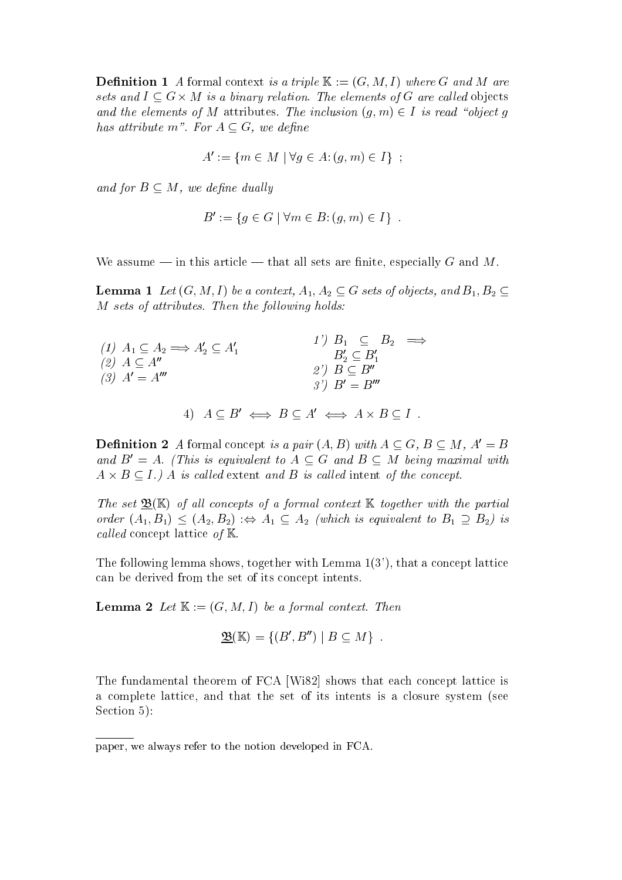**Definition 1** *A* formal context *is a triple $\mathbb{K} := (G, M, I)$ where $G$ and $M$ are sets and $I \subseteq G \times M$ is a binary relation. The elements of $G$ are called* objects *and the elements of $M$* attributes. *The inclusion $(g, m) \in I$ is read "object $g$ has attribute $m$". For $A \subseteq G$, we define*

$$A' := \{m \in M \mid \forall g \in A\colon (g, m) \in I\} \ ;$$

*and for $B \subseteq M$, we define dually*

$$B' := \{g \in G \mid \forall m \in B\colon (g, m) \in I\} \ .$$

We assume — in this article — that all sets are finite, especially $G$ and $M$.

**Lemma 1** *Let $(G, M, I)$ be a context, $A_1, A_2 \subseteq G$ sets of objects, and $B_1, B_2 \subseteq M$ sets of attributes. Then the following holds:*

*(1)* $A_1 \subseteq A_2 \Longrightarrow A_2' \subseteq A_1'$
*(2)* $A \subseteq A''$
*(3)* $A' = A'''$

*1')* $B_1 \subseteq B_2 \Longrightarrow B_2' \subseteq B_1'$
*2')* $B \subseteq B''$
*3')* $B' = B'''$

$$4) \quad A \subseteq B' \iff B \subseteq A' \iff A \times B \subseteq I \ .$$

**Definition 2** *A* formal concept *is a pair $(A, B)$ with $A \subseteq G$, $B \subseteq M$, $A' = B$ and $B' = A$. (This is equivalent to $A \subseteq G$ and $B \subseteq M$ being maximal with $A \times B \subseteq I$.) $A$ is called* extent *and $B$ is called* intent *of the concept.*

*The set $\underline{\mathfrak{B}}(\mathbb{K})$ of all concepts of a formal context $\mathbb{K}$ together with the partial order $(A_1, B_1) \leq (A_2, B_2) :\Leftrightarrow A_1 \subseteq A_2$ (which is equivalent to $B_1 \supseteq B_2$) is called* concept lattice *of $\mathbb{K}$.*

The following lemma shows, together with Lemma 1(3'), that a concept lattice can be derived from the set of its concept intents.

**Lemma 2** *Let $\mathbb{K} := (G, M, I)$ be a formal context. Then*

$$\underline{\mathfrak{B}}(\mathbb{K}) = \{(B', B'') \mid B \subseteq M\} \ .$$

The fundamental theorem of FCA [Wi82] shows that each concept lattice is a complete lattice, and that the set of its intents is a closure system (see Section 5):

---

paper, we always refer to the notion developed in FCA.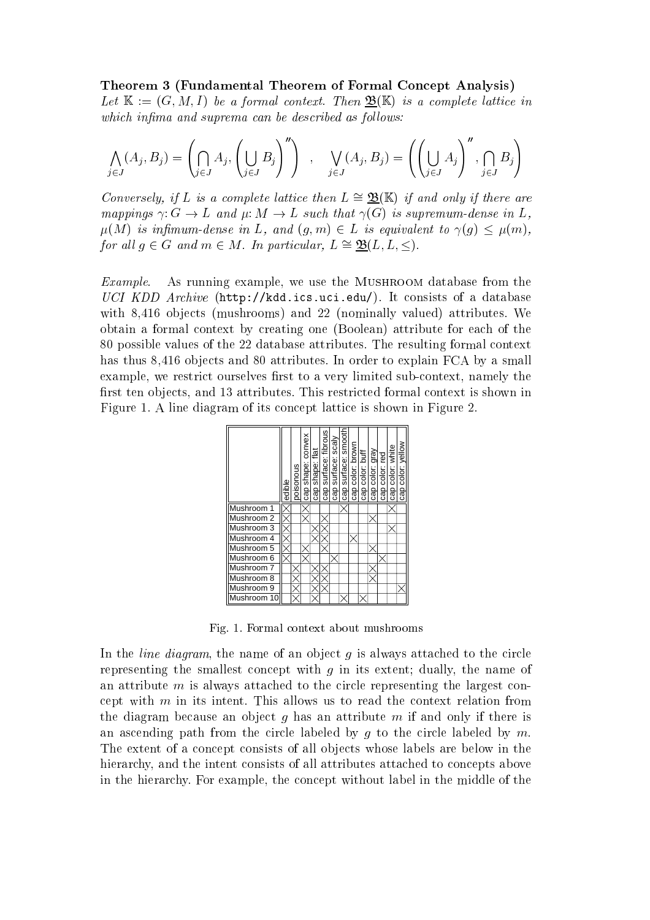**Theorem 3 (Fundamental Theorem of Formal Concept Analysis)** *Let $\mathbb{K} := (G, M, I)$ be a formal context. Then $\underline{\mathfrak{B}}(\mathbb{K})$ is a complete lattice in which infima and suprema can be described as follows:*

$$\bigwedge_{j \in J} (A_j, B_j) = \left( \bigcap_{j \in J} A_j, \left( \bigcup_{j \in J} B_j \right)'' \right) \quad , \quad \bigvee_{j \in J} (A_j, B_j) = \left( \left( \bigcup_{j \in J} A_j \right)'' , \bigcap_{j \in J} B_j \right)$$

*Conversely, if $L$ is a complete lattice then $L \cong \underline{\mathfrak{B}}(\mathbb{K})$ if and only if there are mappings $\gamma \colon G \to L$ and $\mu \colon M \to L$ such that $\gamma(G)$ is supremum-dense in $L$, $\mu(M)$ is infimum-dense in $L$, and $(g, m) \in L$ is equivalent to $\gamma(g) \leq \mu(m)$, for all $g \in G$ and $m \in M$. In particular, $L \cong \underline{\mathfrak{B}}(L, L, \leq)$.*

*Example.* As running example, we use the Mushroom database from the *UCI KDD Archive* (`http://kdd.ics.uci.edu/`). It consists of a database with 8,416 objects (mushrooms) and 22 (nominally valued) attributes. We obtain a formal context by creating one (Boolean) attribute for each of the 80 possible values of the 22 database attributes. The resulting formal context has thus 8,416 objects and 80 attributes. In order to explain FCA by a small example, we restrict ourselves first to a very limited sub-context, namely the first ten objects, and 13 attributes. This restricted formal context is shown in Figure 1. A line diagram of its concept lattice is shown in Figure 2.

| | edible | poisonous | cap shape: convex | cap shape: flat | cap surface: fibrous | cap surface: scaly | cap surface: smooth | cap color: brown | cap color: buff | cap color: gray | cap color: red | cap color: white | cap color: yellow |
|---|---|---|---|---|---|---|---|---|---|---|---|---|---|
| Mushroom 1 | × | | × | | | | × | | | | | × | |
| Mushroom 2 | × | | × | | × | | | | | × | | | |
| Mushroom 3 | × | | | × | × | | | | | | | × | |
| Mushroom 4 | × | | | × | × | | | × | | | | | |
| Mushroom 5 | × | | × | | × | | | | | × | | | |
| Mushroom 6 | × | | × | | | × | | | | | × | | |
| Mushroom 7 | | × | | × | × | | | | | × | | | |
| Mushroom 8 | | × | | × | × | | | | | × | | | |
| Mushroom 9 | | × | | × | × | | | | | | | | × |
| Mushroom 10 | | × | | × | | | × | | × | | | | |

Fig. 1. Formal context about mushrooms

In the *line diagram*, the name of an object $g$ is always attached to the circle representing the smallest concept with $g$ in its extent; dually, the name of an attribute $m$ is always attached to the circle representing the largest concept with $m$ in its intent. This allows us to read the context relation from the diagram because an object $g$ has an attribute $m$ if and only if there is an ascending path from the circle labeled by $g$ to the circle labeled by $m$. The extent of a concept consists of all objects whose labels are below in the hierarchy, and the intent consists of all attributes attached to concepts above in the hierarchy. For example, the concept without label in the middle of the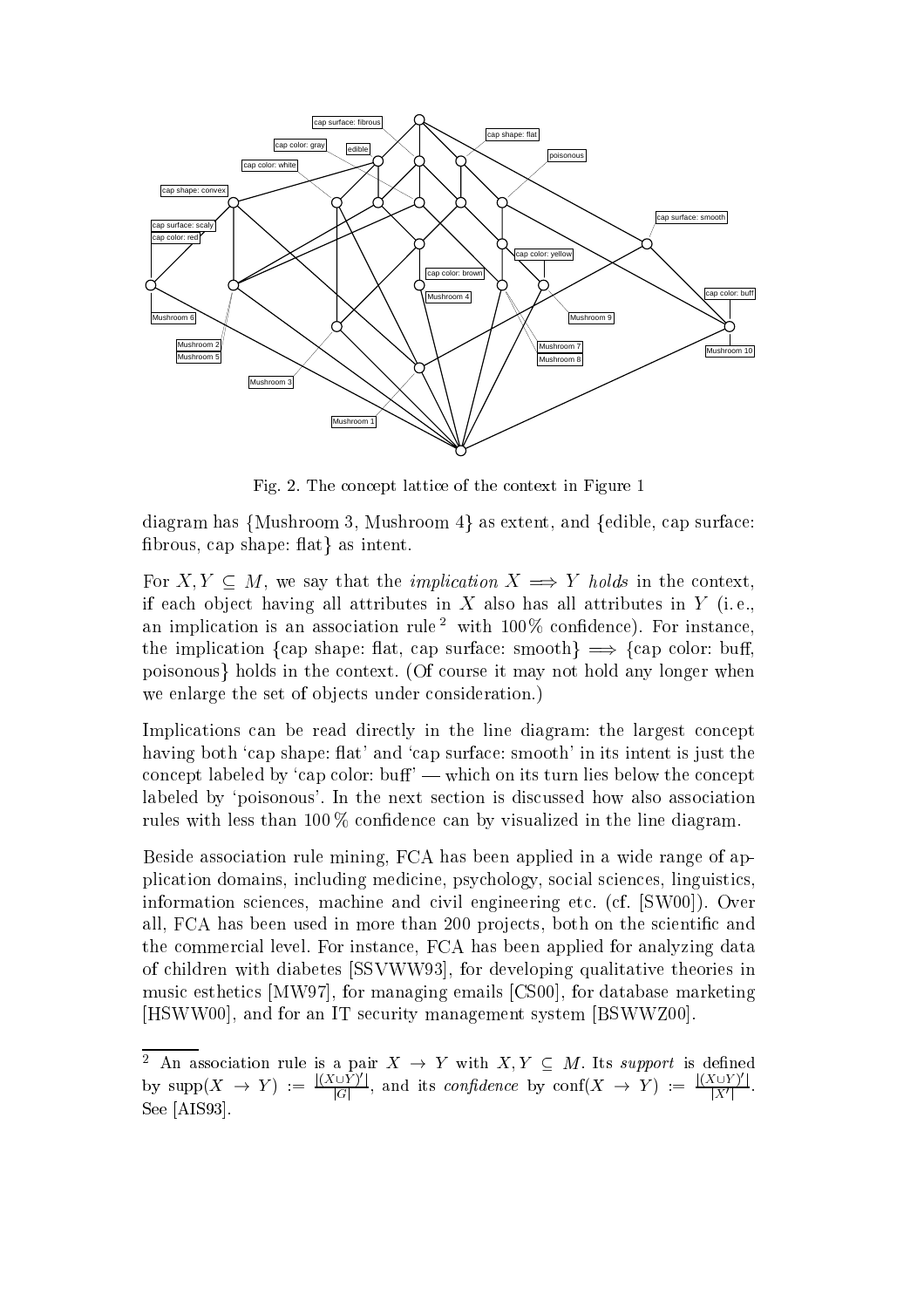Fig. 2. The concept lattice of the context in Figure 1

diagram has {Mushroom 3, Mushroom 4} as extent, and {edible, cap surface: fibrous, cap shape: flat} as intent.

For $X, Y \subseteq M$, we say that the *implication* $X \Longrightarrow Y$ *holds* in the context, if each object having all attributes in $X$ also has all attributes in $Y$ (i. e., an implication is an association rule [2] with 100% confidence). For instance, the implication {cap shape: flat, cap surface: smooth} $\Longrightarrow$ {cap color: buff, poisonous} holds in the context. (Of course it may not hold any longer when we enlarge the set of objects under consideration.)

Implications can be read directly in the line diagram: the largest concept having both 'cap shape: flat' and 'cap surface: smooth' in its intent is just the concept labeled by 'cap color: buff' — which on its turn lies below the concept labeled by 'poisonous'. In the next section is discussed how also association rules with less than 100 % confidence can by visualized in the line diagram.

Beside association rule mining, FCA has been applied in a wide range of application domains, including medicine, psychology, social sciences, linguistics, information sciences, machine and civil engineering etc. (cf. [SW00]). Over all, FCA has been used in more than 200 projects, both on the scientific and the commercial level. For instance, FCA has been applied for analyzing data of children with diabetes [SSVWW93], for developing qualitative theories in music esthetics [MW97], for managing emails [CS00], for database marketing [HSWW00], and for an IT security management system [BSWWZ00].

---

[2] An association rule is a pair $X \to Y$ with $X, Y \subseteq M$. Its *support* is defined by $\text{supp}(X \to Y) := \frac{|(X \cup Y)'|}{|G|}$, and its *confidence* by $\text{conf}(X \to Y) := \frac{|(X \cup Y)'|}{|X'|}$. See [AIS93].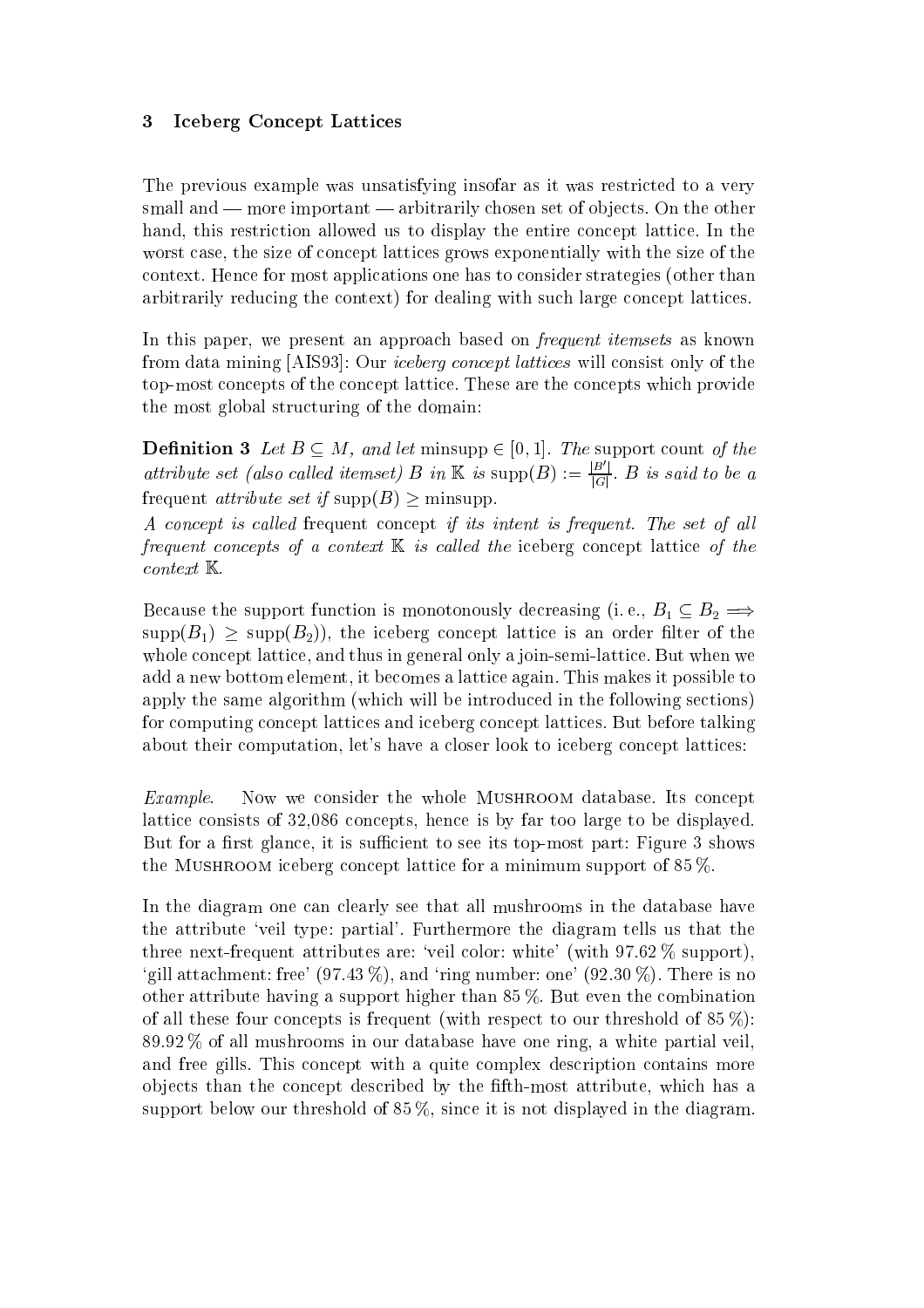## 3 Iceberg Concept Lattices

The previous example was unsatisfying insofar as it was restricted to a very small and — more important — arbitrarily chosen set of objects. On the other hand, this restriction allowed us to display the entire concept lattice. In the worst case, the size of concept lattices grows exponentially with the size of the context. Hence for most applications one has to consider strategies (other than arbitrarily reducing the context) for dealing with such large concept lattices.

In this paper, we present an approach based on *frequent itemsets* as known from data mining [AIS93]: Our *iceberg concept lattices* will consist only of the top-most concepts of the concept lattice. These are the concepts which provide the most global structuring of the domain:

**Definition 3** *Let $B \subseteq M$, and let* minsupp $\in [0, 1]$. *The* support count *of the attribute set (also called itemset) $B$ in $\mathbb{K}$ is* $\text{supp}(B) := \frac{|B'|}{|G|}$. *$B$ is said to be a* frequent *attribute set if* $\text{supp}(B) \geq \text{minsupp}$.

*A concept is called* frequent concept *if its intent is frequent. The set of all frequent concepts of a context $\mathbb{K}$ is called the* iceberg concept lattice *of the context $\mathbb{K}$.*

Because the support function is monotonously decreasing (i. e., $B_1 \subseteq B_2 \Longrightarrow \text{supp}(B_1) \geq \text{supp}(B_2)$), the iceberg concept lattice is an order filter of the whole concept lattice, and thus in general only a join-semi-lattice. But when we add a new bottom element, it becomes a lattice again. This makes it possible to apply the same algorithm (which will be introduced in the following sections) for computing concept lattices and iceberg concept lattices. But before talking about their computation, let's have a closer look to iceberg concept lattices:

*Example.* Now we consider the whole Mushroom database. Its concept lattice consists of 32,086 concepts, hence is by far too large to be displayed. But for a first glance, it is sufficient to see its top-most part: Figure 3 shows the Mushroom iceberg concept lattice for a minimum support of 85 %.

In the diagram one can clearly see that all mushrooms in the database have the attribute 'veil type: partial'. Furthermore the diagram tells us that the three next-frequent attributes are: 'veil color: white' (with 97.62 % support), 'gill attachment: free' (97.43 %), and 'ring number: one' (92.30 %). There is no other attribute having a support higher than 85 %. But even the combination of all these four concepts is frequent (with respect to our threshold of 85 %): 89.92 % of all mushrooms in our database have one ring, a white partial veil, and free gills. This concept with a quite complex description contains more objects than the concept described by the fifth-most attribute, which has a support below our threshold of 85 %, since it is not displayed in the diagram.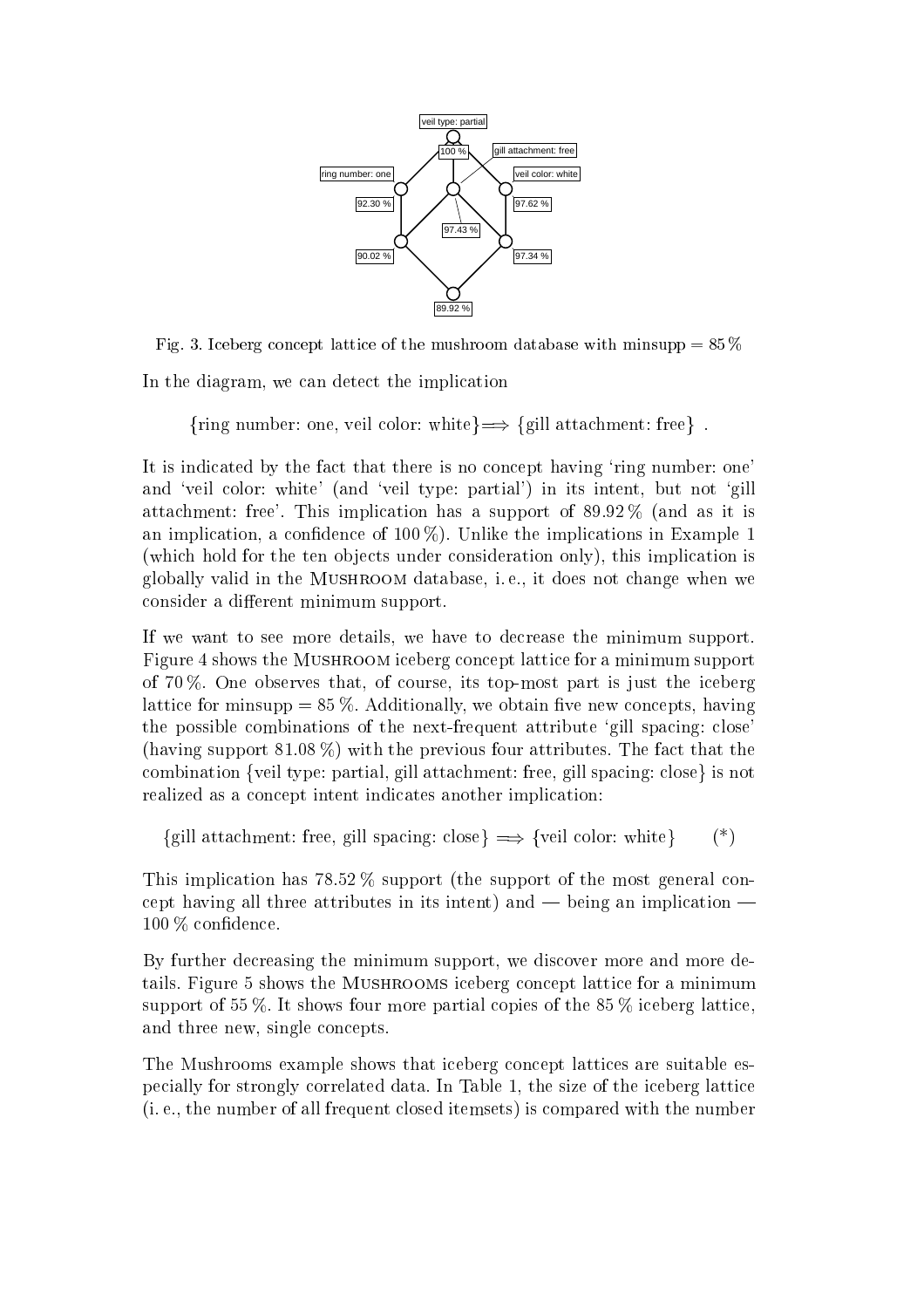Fig. 3. Iceberg concept lattice of the mushroom database with minsupp = 85 %

In the diagram, we can detect the implication

$$\{\text{ring number: one, veil color: white}\} \Longrightarrow \{\text{gill attachment: free}\} \ .$$

It is indicated by the fact that there is no concept having 'ring number: one' and 'veil color: white' (and 'veil type: partial') in its intent, but not 'gill attachment: free'. This implication has a support of 89.92 % (and as it is an implication, a confidence of 100 %). Unlike the implications in Example 1 (which hold for the ten objects under consideration only), this implication is globally valid in the MUSHROOM database, i. e., it does not change when we consider a different minimum support.

If we want to see more details, we have to decrease the minimum support. Figure 4 shows the MUSHROOM iceberg concept lattice for a minimum support of 70 %. One observes that, of course, its top-most part is just the iceberg lattice for minsupp = 85 %. Additionally, we obtain five new concepts, having the possible combinations of the next-frequent attribute 'gill spacing: close' (having support 81.08 %) with the previous four attributes. The fact that the combination {veil type: partial, gill attachment: free, gill spacing: close} is not realized as a concept intent indicates another implication:

$$\{\text{gill attachment: free, gill spacing: close}\} \Longrightarrow \{\text{veil color: white}\} \qquad (*)$$

This implication has 78.52 % support (the support of the most general concept having all three attributes in its intent) and — being an implication — 100 % confidence.

By further decreasing the minimum support, we discover more and more details. Figure 5 shows the MUSHROOMS iceberg concept lattice for a minimum support of 55 %. It shows four more partial copies of the 85 % iceberg lattice, and three new, single concepts.

The Mushrooms example shows that iceberg concept lattices are suitable especially for strongly correlated data. In Table 1, the size of the iceberg lattice (i. e., the number of all frequent closed itemsets) is compared with the number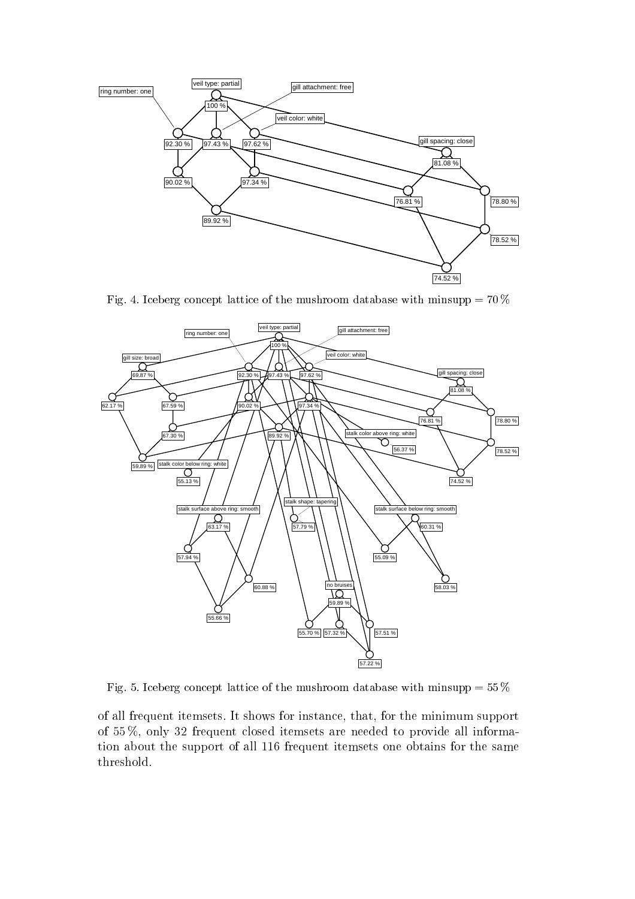Fig. 4. Iceberg concept lattice of the mushroom database with minsupp = 70 %

Fig. 5. Iceberg concept lattice of the mushroom database with minsupp = 55 %

of all frequent itemsets. It shows for instance, that, for the minimum support of 55 %, only 32 frequent closed itemsets are needed to provide all information about the support of all 116 frequent itemsets one obtains for the same threshold.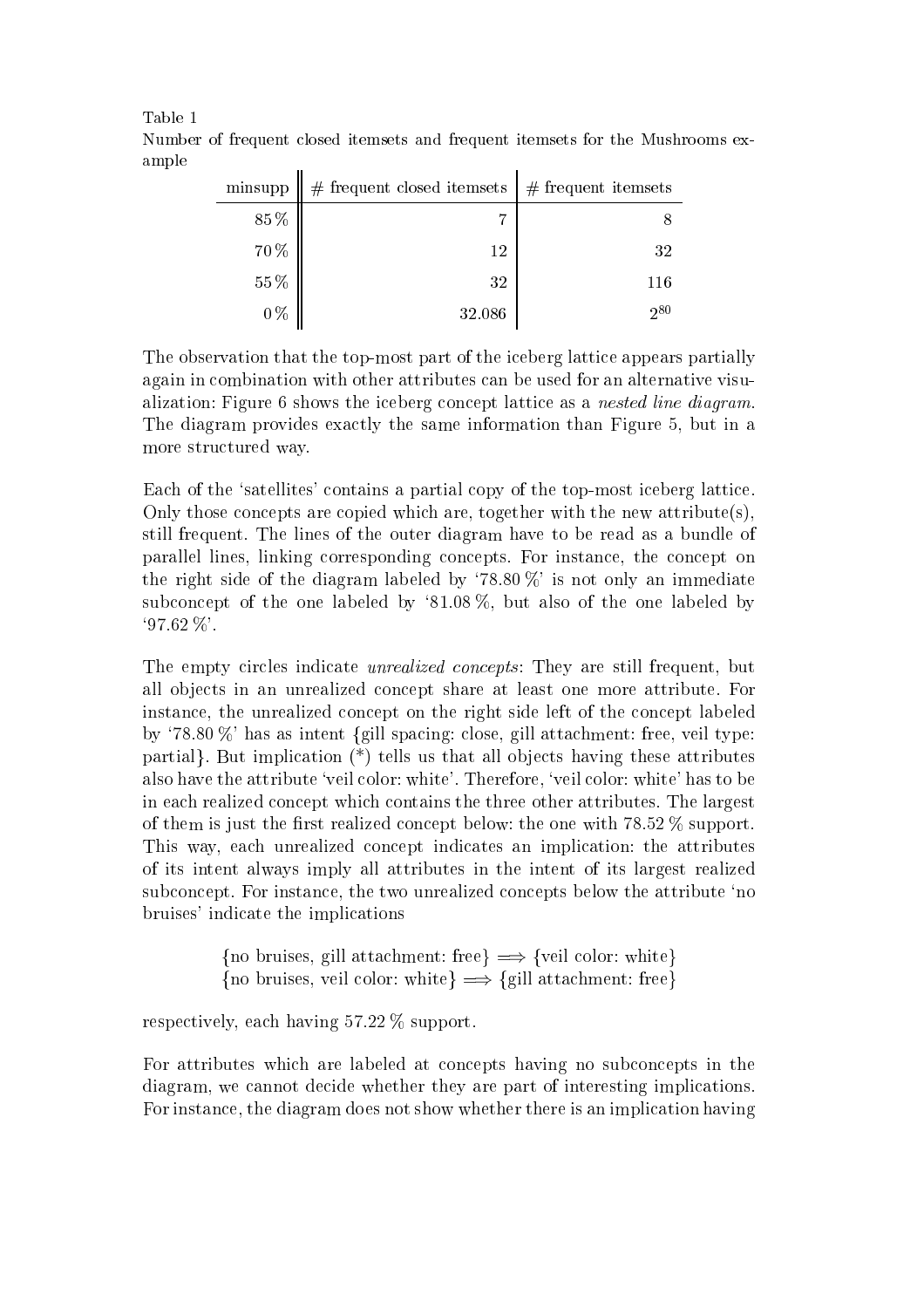Table 1

Number of frequent closed itemsets and frequent itemsets for the Mushrooms example

| minsupp | # frequent closed itemsets | # frequent itemsets |
|---|---|---|
| 85 % | 7 | 8 |
| 70 % | 12 | 32 |
| 55 % | 32 | 116 |
| 0 % | 32.086 | $2^{80}$ |

The observation that the top-most part of the iceberg lattice appears partially again in combination with other attributes can be used for an alternative visualization: Figure 6 shows the iceberg concept lattice as a *nested line diagram*. The diagram provides exactly the same information than Figure 5, but in a more structured way.

Each of the 'satellites' contains a partial copy of the top-most iceberg lattice. Only those concepts are copied which are, together with the new attribute(s), still frequent. The lines of the outer diagram have to be read as a bundle of parallel lines, linking corresponding concepts. For instance, the concept on the right side of the diagram labeled by '78.80 %' is not only an immediate subconcept of the one labeled by '81.08 %, but also of the one labeled by '97.62 %'.

The empty circles indicate *unrealized concepts*: They are still frequent, but all objects in an unrealized concept share at least one more attribute. For instance, the unrealized concept on the right side left of the concept labeled by '78.80 %' has as intent {gill spacing: close, gill attachment: free, veil type: partial}. But implication (*) tells us that all objects having these attributes also have the attribute 'veil color: white'. Therefore, 'veil color: white' has to be in each realized concept which contains the three other attributes. The largest of them is just the first realized concept below: the one with 78.52 % support. This way, each unrealized concept indicates an implication: the attributes of its intent always imply all attributes in the intent of its largest realized subconcept. For instance, the two unrealized concepts below the attribute 'no bruises' indicate the implications

$$\{\text{no bruises, gill attachment: free}\} \Longrightarrow \{\text{veil color: white}\}$$
$$\{\text{no bruises, veil color: white}\} \Longrightarrow \{\text{gill attachment: free}\}$$

respectively, each having 57.22 % support.

For attributes which are labeled at concepts having no subconcepts in the diagram, we cannot decide whether they are part of interesting implications. For instance, the diagram does not show whether there is an implication having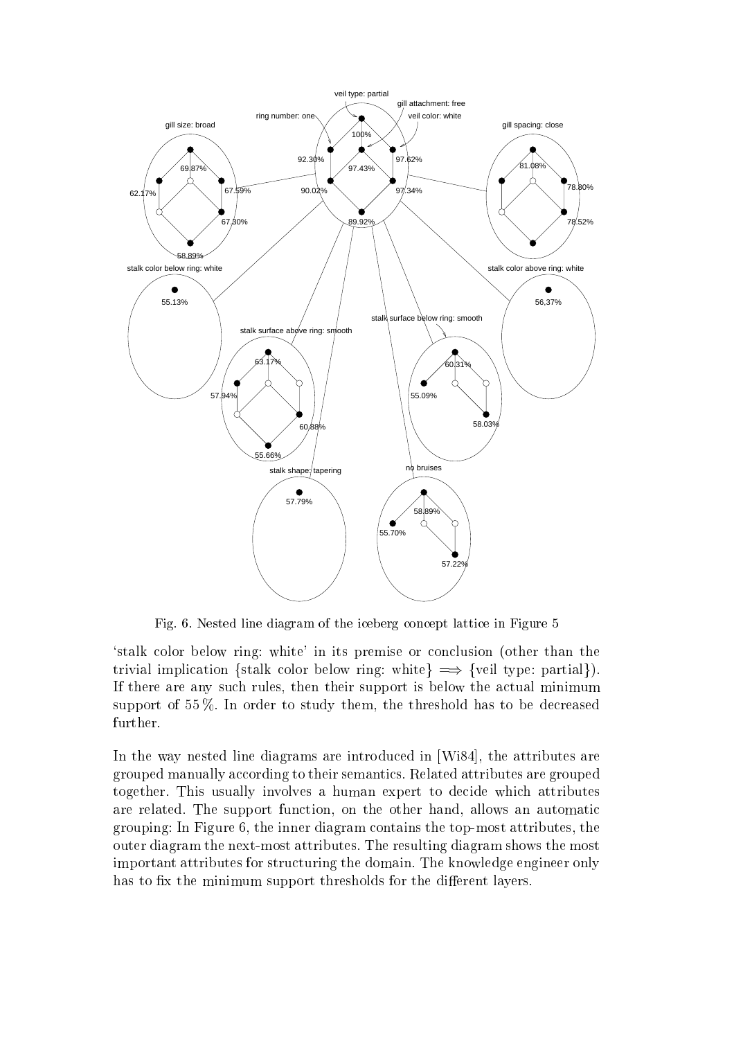Fig. 6. Nested line diagram of the iceberg concept lattice in Figure 5

'stalk color below ring: white' in its premise or conclusion (other than the trivial implication {stalk color below ring: white} $\Longrightarrow$ {veil type: partial}). If there are any such rules, then their support is below the actual minimum support of 55 %. In order to study them, the threshold has to be decreased further.

In the way nested line diagrams are introduced in [Wi84], the attributes are grouped manually according to their semantics. Related attributes are grouped together. This usually involves a human expert to decide which attributes are related. The support function, on the other hand, allows an automatic grouping: In Figure 6, the inner diagram contains the top-most attributes, the outer diagram the next-most attributes. The resulting diagram shows the most important attributes for structuring the domain. The knowledge engineer only has to fix the minimum support thresholds for the different layers.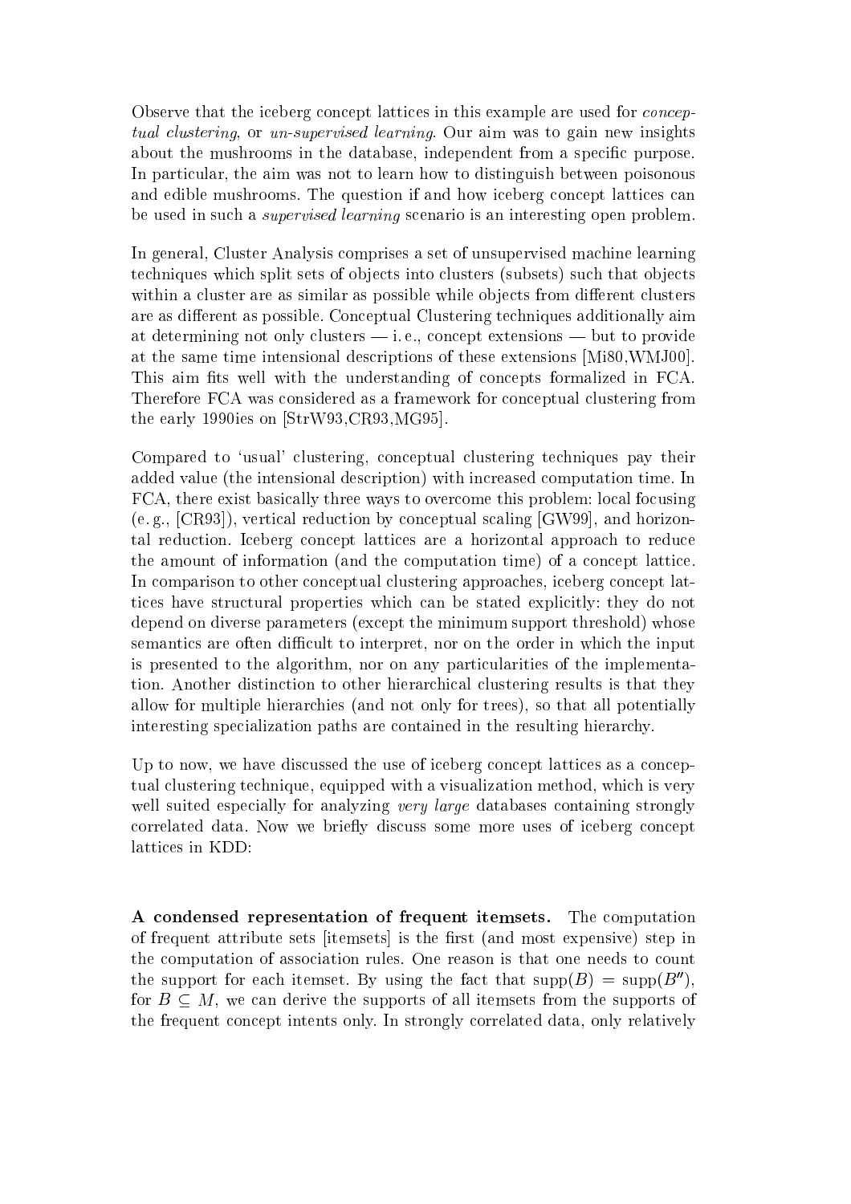Observe that the iceberg concept lattices in this example are used for *conceptual clustering*, or *un-supervised learning*. Our aim was to gain new insights about the mushrooms in the database, independent from a specific purpose. In particular, the aim was not to learn how to distinguish between poisonous and edible mushrooms. The question if and how iceberg concept lattices can be used in such a *supervised learning* scenario is an interesting open problem.

In general, Cluster Analysis comprises a set of unsupervised machine learning techniques which split sets of objects into clusters (subsets) such that objects within a cluster are as similar as possible while objects from different clusters are as different as possible. Conceptual Clustering techniques additionally aim at determining not only clusters — i. e., concept extensions — but to provide at the same time intensional descriptions of these extensions [Mi80,WMJ00]. This aim fits well with the understanding of concepts formalized in FCA. Therefore FCA was considered as a framework for conceptual clustering from the early 1990ies on [StrW93,CR93,MG95].

Compared to 'usual' clustering, conceptual clustering techniques pay their added value (the intensional description) with increased computation time. In FCA, there exist basically three ways to overcome this problem: local focusing (e. g., [CR93]), vertical reduction by conceptual scaling [GW99], and horizontal reduction. Iceberg concept lattices are a horizontal approach to reduce the amount of information (and the computation time) of a concept lattice. In comparison to other conceptual clustering approaches, iceberg concept lattices have structural properties which can be stated explicitly: they do not depend on diverse parameters (except the minimum support threshold) whose semantics are often difficult to interpret, nor on the order in which the input is presented to the algorithm, nor on any particularities of the implementation. Another distinction to other hierarchical clustering results is that they allow for multiple hierarchies (and not only for trees), so that all potentially interesting specialization paths are contained in the resulting hierarchy.

Up to now, we have discussed the use of iceberg concept lattices as a conceptual clustering technique, equipped with a visualization method, which is very well suited especially for analyzing *very large* databases containing strongly correlated data. Now we briefly discuss some more uses of iceberg concept lattices in KDD:

**A condensed representation of frequent itemsets.** The computation of frequent attribute sets [itemsets] is the first (and most expensive) step in the computation of association rules. One reason is that one needs to count the support for each itemset. By using the fact that $\text{supp}(B) = \text{supp}(B'')$, for $B \subseteq M$, we can derive the supports of all itemsets from the supports of the frequent concept intents only. In strongly correlated data, only relatively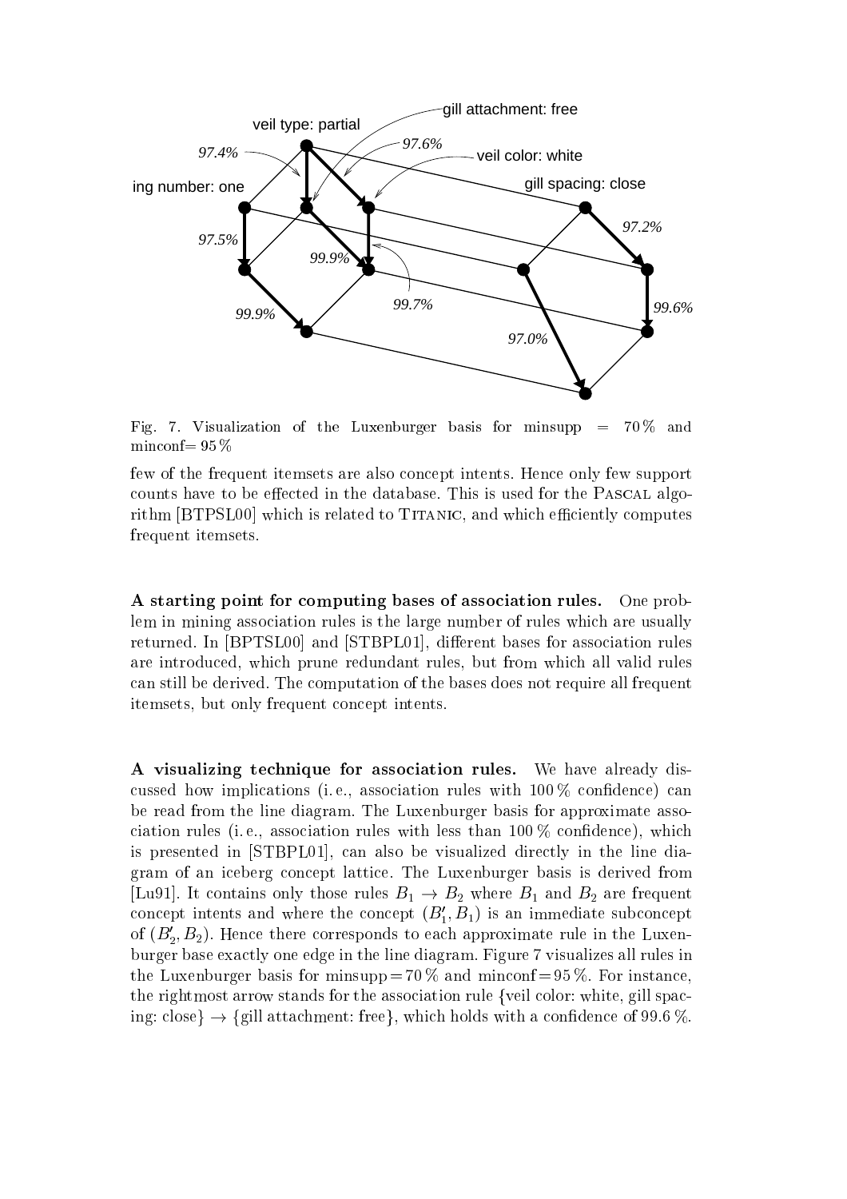Fig. 7. Visualization of the Luxenburger basis for minsupp = 70 % and minconf= 95 %

few of the frequent itemsets are also concept intents. Hence only few support counts have to be effected in the database. This is used for the Pascal algorithm [BTPSL00] which is related to Titanic, and which efficiently computes frequent itemsets.

**A starting point for computing bases of association rules.** One problem in mining association rules is the large number of rules which are usually returned. In [BPTSL00] and [STBPL01], different bases for association rules are introduced, which prune redundant rules, but from which all valid rules can still be derived. The computation of the bases does not require all frequent itemsets, but only frequent concept intents.

**A visualizing technique for association rules.** We have already discussed how implications (i. e., association rules with 100 % confidence) can be read from the line diagram. The Luxenburger basis for approximate association rules (i. e., association rules with less than 100 % confidence), which is presented in [STBPL01], can also be visualized directly in the line diagram of an iceberg concept lattice. The Luxenburger basis is derived from [Lu91]. It contains only those rules $B_1 \to B_2$ where $B_1$ and $B_2$ are frequent concept intents and where the concept $(B_1', B_1)$ is an immediate subconcept of $(B_2', B_2)$. Hence there corresponds to each approximate rule in the Luxenburger base exactly one edge in the line diagram. Figure 7 visualizes all rules in the Luxenburger basis for minsupp = 70 % and minconf = 95 %. For instance, the rightmost arrow stands for the association rule {veil color: white, gill spacing: close} → {gill attachment: free}, which holds with a confidence of 99.6 %.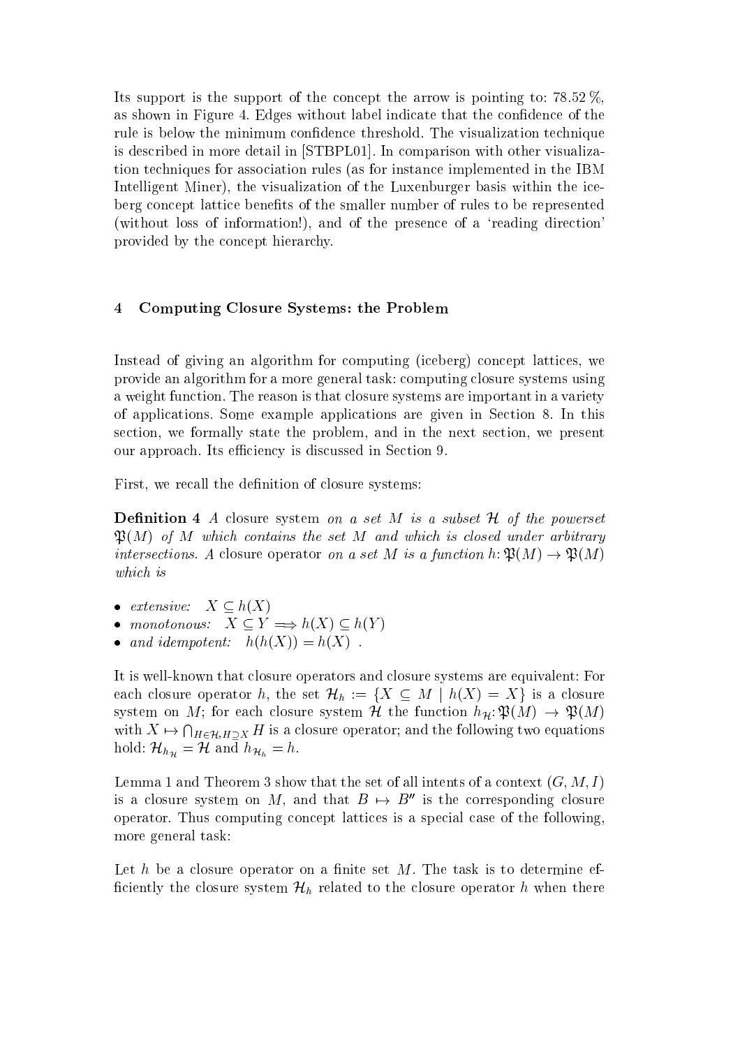Its support is the support of the concept the arrow is pointing to: 78.52 %, as shown in Figure 4. Edges without label indicate that the confidence of the rule is below the minimum confidence threshold. The visualization technique is described in more detail in [STBPL01]. In comparison with other visualization techniques for association rules (as for instance implemented in the IBM Intelligent Miner), the visualization of the Luxenburger basis within the iceberg concept lattice benefits of the smaller number of rules to be represented (without loss of information!), and of the presence of a 'reading direction' provided by the concept hierarchy.

## 4 Computing Closure Systems: the Problem

Instead of giving an algorithm for computing (iceberg) concept lattices, we provide an algorithm for a more general task: computing closure systems using a weight function. The reason is that closure systems are important in a variety of applications. Some example applications are given in Section 8. In this section, we formally state the problem, and in the next section, we present our approach. Its efficiency is discussed in Section 9.

First, we recall the definition of closure systems:

**Definition 4** *A* closure system *on a set $M$ is a subset $\mathcal{H}$ of the powerset $\mathfrak{P}(M)$ of $M$ which contains the set $M$ and which is closed under arbitrary intersections. A* closure operator *on a set $M$ is a function $h: \mathfrak{P}(M) \to \mathfrak{P}(M)$ which is*

- *extensive:* $X \subseteq h(X)$
- *monotonous:* $X \subseteq Y \Longrightarrow h(X) \subseteq h(Y)$
- *and idempotent:* $h(h(X)) = h(X)$ .

It is well-known that closure operators and closure systems are equivalent: For each closure operator $h$, the set $\mathcal{H}_h := \{X \subseteq M \mid h(X) = X\}$ is a closure system on $M$; for each closure system $\mathcal{H}$ the function $h_{\mathcal{H}}: \mathfrak{P}(M) \to \mathfrak{P}(M)$ with $X \mapsto \bigcap_{H \in \mathcal{H}, H \supseteq X} H$ is a closure operator; and the following two equations hold: $\mathcal{H}_{h_{\mathcal{H}}} = \mathcal{H}$ and $h_{\mathcal{H}_h} = h$.

Lemma 1 and Theorem 3 show that the set of all intents of a context $(G, M, I)$ is a closure system on $M$, and that $B \mapsto B''$ is the corresponding closure operator. Thus computing concept lattices is a special case of the following, more general task:

Let $h$ be a closure operator on a finite set $M$. The task is to determine efficiently the closure system $\mathcal{H}_h$ related to the closure operator $h$ when there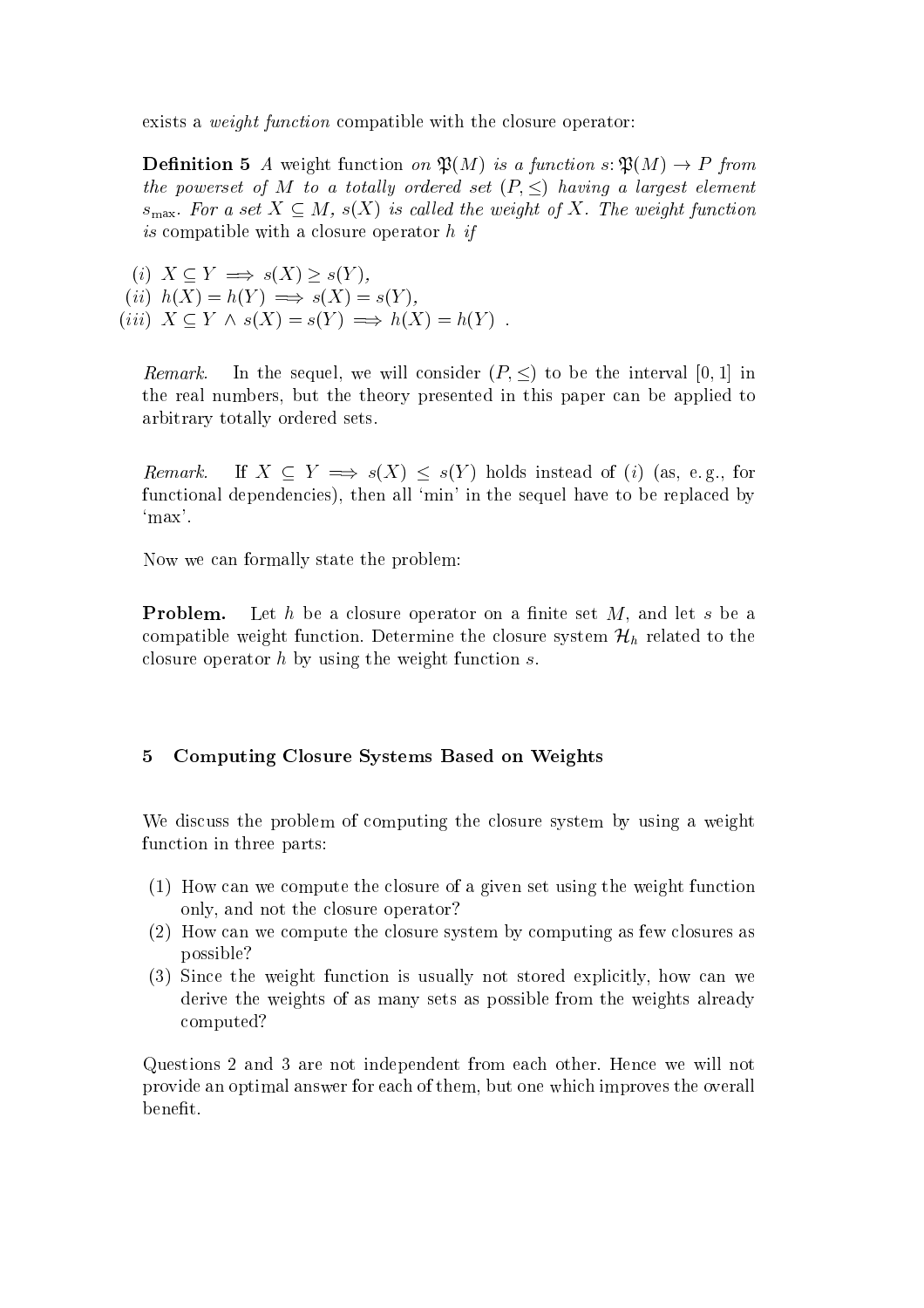exists a *weight function* compatible with the closure operator:

**Definition 5** *A* weight function *on $\mathfrak{P}(M)$ is a function $s: \mathfrak{P}(M) \to P$ from the powerset of $M$ to a totally ordered set $(P, \leq)$ having a largest element $s_{\max}$. For a set $X \subseteq M$, $s(X)$ is called the weight of $X$. The weight function is* compatible with *a closure operator $h$ if*

$(i)$ $X \subseteq Y \implies s(X) \geq s(Y)$,
$(ii)$ $h(X) = h(Y) \implies s(X) = s(Y)$,
$(iii)$ $X \subseteq Y \wedge s(X) = s(Y) \implies h(X) = h(Y)$ .

*Remark.* In the sequel, we will consider $(P, \leq)$ to be the interval $[0, 1]$ in the real numbers, but the theory presented in this paper can be applied to arbitrary totally ordered sets.

*Remark.* If $X \subseteq Y \implies s(X) \leq s(Y)$ holds instead of $(i)$ (as, e. g., for functional dependencies), then all 'min' in the sequel have to be replaced by 'max'.

Now we can formally state the problem:

**Problem.** Let $h$ be a closure operator on a finite set $M$, and let $s$ be a compatible weight function. Determine the closure system $\mathcal{H}_h$ related to the closure operator $h$ by using the weight function $s$.

## 5 Computing Closure Systems Based on Weights

We discuss the problem of computing the closure system by using a weight function in three parts:

(1) How can we compute the closure of a given set using the weight function only, and not the closure operator?
(2) How can we compute the closure system by computing as few closures as possible?
(3) Since the weight function is usually not stored explicitly, how can we derive the weights of as many sets as possible from the weights already computed?

Questions 2 and 3 are not independent from each other. Hence we will not provide an optimal answer for each of them, but one which improves the overall benefit.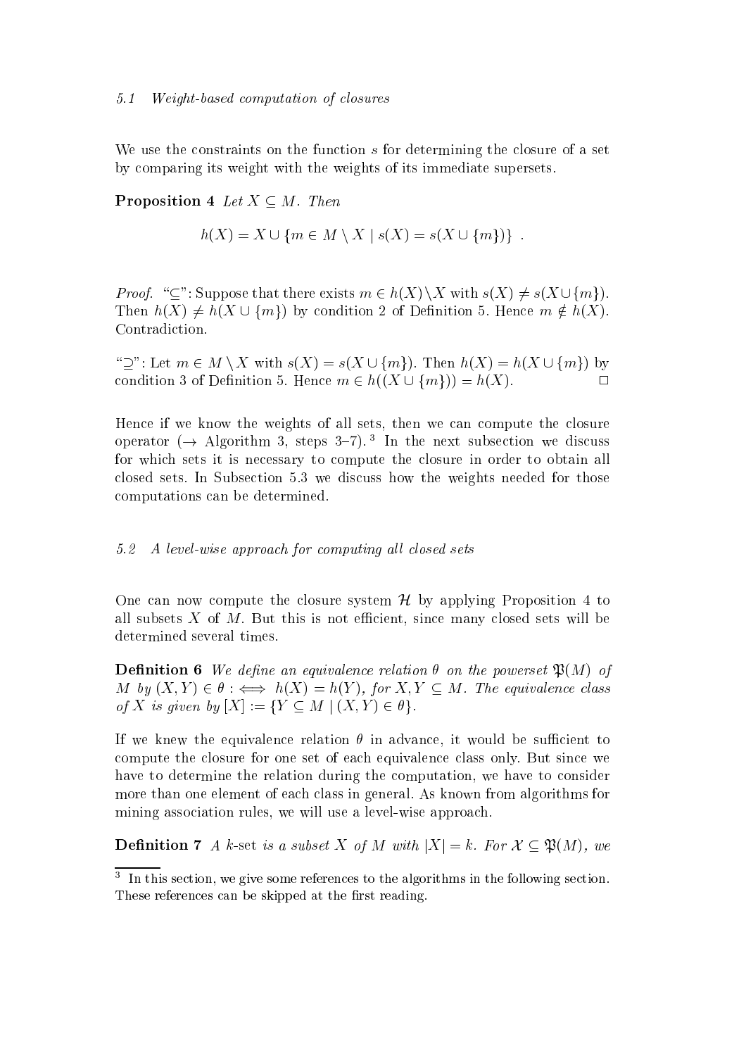### 5.1 Weight-based computation of closures

We use the constraints on the function $s$ for determining the closure of a set by comparing its weight with the weights of its immediate supersets.

**Proposition 4** *Let $X \subseteq M$. Then*

$$h(X) = X \cup \{m \in M \setminus X \mid s(X) = s(X \cup \{m\})\} \ .$$

*Proof.* "$\subseteq$": Suppose that there exists $m \in h(X) \setminus X$ with $s(X) \neq s(X \cup \{m\})$. Then $h(X) \neq h(X \cup \{m\})$ by condition 2 of Definition 5. Hence $m \notin h(X)$. Contradiction.

"$\supseteq$": Let $m \in M \setminus X$ with $s(X) = s(X \cup \{m\})$. Then $h(X) = h(X \cup \{m\})$ by condition 3 of Definition 5. Hence $m \in h((X \cup \{m\})) = h(X)$. $\square$

Hence if we know the weights of all sets, then we can compute the closure operator ($\rightarrow$ Algorithm 3, steps 3–7). [3] In the next subsection we discuss for which sets it is necessary to compute the closure in order to obtain all closed sets. In Subsection 5.3 we discuss how the weights needed for those computations can be determined.

### 5.2 A level-wise approach for computing all closed sets

One can now compute the closure system $\mathcal{H}$ by applying Proposition 4 to all subsets $X$ of $M$. But this is not efficient, since many closed sets will be determined several times.

**Definition 6** *We define an equivalence relation $\theta$ on the powerset $\mathfrak{P}(M)$ of $M$ by $(X, Y) \in \theta :\iff h(X) = h(Y)$, for $X, Y \subseteq M$. The equivalence class of $X$ is given by $[X] := \{Y \subseteq M \mid (X, Y) \in \theta\}$.*

If we knew the equivalence relation $\theta$ in advance, it would be sufficient to compute the closure for one set of each equivalence class only. But since we have to determine the relation during the computation, we have to consider more than one element of each class in general. As known from algorithms for mining association rules, we will use a level-wise approach.

**Definition 7** *A $k$-set is a subset $X$ of $M$ with $|X| = k$. For $\mathcal{X} \subseteq \mathfrak{P}(M)$, we*

[3] In this section, we give some references to the algorithms in the following section. These references can be skipped at the first reading.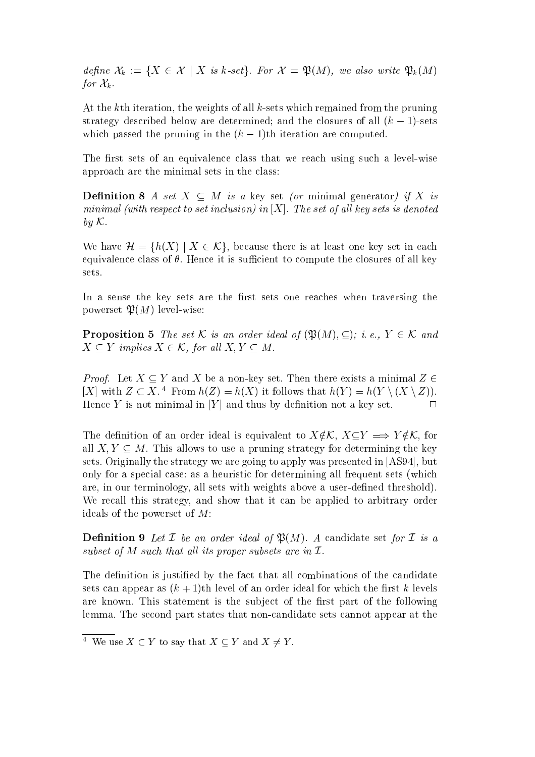*define* $\mathcal{X}_k := \{X \in \mathcal{X} \mid X \text{ is } k\text{-set}\}$. *For* $\mathcal{X} = \mathfrak{P}(M)$, *we also write* $\mathfrak{P}_k(M)$ *for* $\mathcal{X}_k$.

At the $k$th iteration, the weights of all $k$-sets which remained from the pruning strategy described below are determined; and the closures of all $(k-1)$-sets which passed the pruning in the $(k-1)$th iteration are computed.

The first sets of an equivalence class that we reach using such a level-wise approach are the minimal sets in the class:

**Definition 8** *A set* $X \subseteq M$ *is a* key set *(or* minimal generator*) if* $X$ *is minimal (with respect to set inclusion) in* $[X]$*. The set of all key sets is denoted by* $\mathcal{K}$*.*

We have $\mathcal{H} = \{h(X) \mid X \in \mathcal{K}\}$, because there is at least one key set in each equivalence class of $\theta$. Hence it is sufficient to compute the closures of all key sets.

In a sense the key sets are the first sets one reaches when traversing the powerset $\mathfrak{P}(M)$ level-wise:

**Proposition 5** *The set* $\mathcal{K}$ *is an order ideal of* $(\mathfrak{P}(M), \subseteq)$*; i. e.,* $Y \in \mathcal{K}$ *and* $X \subseteq Y$ *implies* $X \in \mathcal{K}$*, for all* $X, Y \subseteq M$*.*

*Proof.* Let $X \subseteq Y$ and $X$ be a non-key set. Then there exists a minimal $Z \in [X]$ with $Z \subset X$.[4] From $h(Z) = h(X)$ it follows that $h(Y) = h(Y \setminus (X \setminus Z))$. Hence $Y$ is not minimal in $[Y]$ and thus by definition not a key set. □

The definition of an order ideal is equivalent to $X \notin \mathcal{K}$, $X \subseteq Y \Longrightarrow Y \notin \mathcal{K}$, for all $X, Y \subseteq M$. This allows to use a pruning strategy for determining the key sets. Originally the strategy we are going to apply was presented in [AS94], but only for a special case: as a heuristic for determining all frequent sets (which are, in our terminology, all sets with weights above a user-defined threshold). We recall this strategy, and show that it can be applied to arbitrary order ideals of the powerset of $M$:

**Definition 9** *Let* $\mathcal{I}$ *be an order ideal of* $\mathfrak{P}(M)$*. A* candidate set *for* $\mathcal{I}$ *is a subset of* $M$ *such that all its proper subsets are in* $\mathcal{I}$*.*

The definition is justified by the fact that all combinations of the candidate sets can appear as $(k+1)$th level of an order ideal for which the first $k$ levels are known. This statement is the subject of the first part of the following lemma. The second part states that non-candidate sets cannot appear at the

[4] We use $X \subset Y$ to say that $X \subseteq Y$ and $X \neq Y$.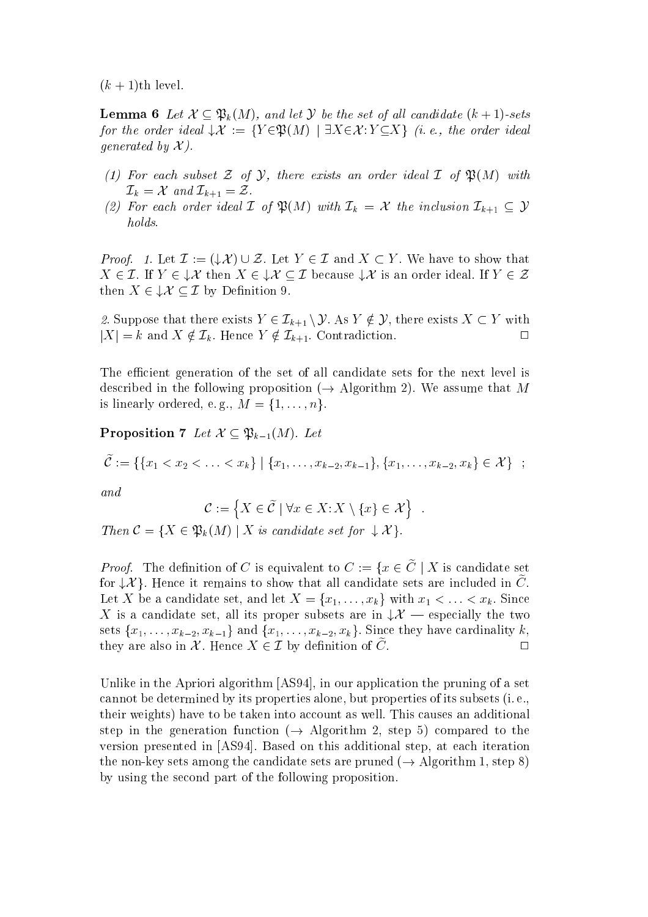$(k+1)$th level.

**Lemma 6** *Let $\mathcal{X} \subseteq \mathfrak{P}_k(M)$, and let $\mathcal{Y}$ be the set of all candidate $(k+1)$-sets for the order ideal $\downarrow\mathcal{X} := \{Y \in \mathfrak{P}(M) \mid \exists X \in \mathcal{X}: Y \subseteq X\}$ (i. e., the order ideal generated by $\mathcal{X}$).*

*(1) For each subset $\mathcal{Z}$ of $\mathcal{Y}$, there exists an order ideal $\mathcal{I}$ of $\mathfrak{P}(M)$ with $\mathcal{I}_k = \mathcal{X}$ and $\mathcal{I}_{k+1} = \mathcal{Z}$.*

*(2) For each order ideal $\mathcal{I}$ of $\mathfrak{P}(M)$ with $\mathcal{I}_k = \mathcal{X}$ the inclusion $\mathcal{I}_{k+1} \subseteq \mathcal{Y}$ holds.*

*Proof. 1.* Let $\mathcal{I} := (\downarrow\mathcal{X}) \cup \mathcal{Z}$. Let $Y \in \mathcal{I}$ and $X \subset Y$. We have to show that $X \in \mathcal{I}$. If $Y \in \downarrow\mathcal{X}$ then $X \in \downarrow\mathcal{X} \subseteq \mathcal{I}$ because $\downarrow\mathcal{X}$ is an order ideal. If $Y \in \mathcal{Z}$ then $X \in \downarrow\mathcal{X} \subseteq \mathcal{I}$ by Definition 9.

*2.* Suppose that there exists $Y \in \mathcal{I}_{k+1} \setminus \mathcal{Y}$. As $Y \notin \mathcal{Y}$, there exists $X \subset Y$ with $|X| = k$ and $X \notin \mathcal{I}_k$. Hence $Y \notin \mathcal{I}_{k+1}$. Contradiction. □

The efficient generation of the set of all candidate sets for the next level is described in the following proposition ($\rightarrow$ Algorithm 2). We assume that $M$ is linearly ordered, e. g., $M = \{1, \ldots, n\}$.

**Proposition 7** *Let $\mathcal{X} \subseteq \mathfrak{P}_{k-1}(M)$. Let*

$$\widetilde{\mathcal{C}} := \{\{x_1 < x_2 < \ldots < x_k\} \mid \{x_1, \ldots, x_{k-2}, x_{k-1}\}, \{x_1, \ldots, x_{k-2}, x_k\} \in \mathcal{X}\} \quad ;$$

*and*

$$\mathcal{C} := \left\{X \in \widetilde{\mathcal{C}} \mid \forall x \in X: X \setminus \{x\} \in \mathcal{X}\right\} \quad .$$

*Then $\mathcal{C} = \{X \in \mathfrak{P}_k(M) \mid X \text{ is candidate set for } \downarrow\mathcal{X}\}$.*

*Proof.* The definition of $C$ is equivalent to $C := \{x \in \widetilde{C} \mid X$ is candidate set for $\downarrow\mathcal{X}\}$. Hence it remains to show that all candidate sets are included in $\widetilde{C}$. Let $X$ be a candidate set, and let $X = \{x_1, \ldots, x_k\}$ with $x_1 < \ldots < x_k$. Since $X$ is a candidate set, all its proper subsets are in $\downarrow\mathcal{X}$ — especially the two sets $\{x_1, \ldots, x_{k-2}, x_{k-1}\}$ and $\{x_1, \ldots, x_{k-2}, x_k\}$. Since they have cardinality $k$, they are also in $\mathcal{X}$. Hence $X \in \mathcal{I}$ by definition of $\widetilde{C}$. □

Unlike in the Apriori algorithm [AS94], in our application the pruning of a set cannot be determined by its properties alone, but properties of its subsets (i. e., their weights) have to be taken into account as well. This causes an additional step in the generation function ($\rightarrow$ Algorithm 2, step 5) compared to the version presented in [AS94]. Based on this additional step, at each iteration the non-key sets among the candidate sets are pruned ($\rightarrow$ Algorithm 1, step 8) by using the second part of the following proposition.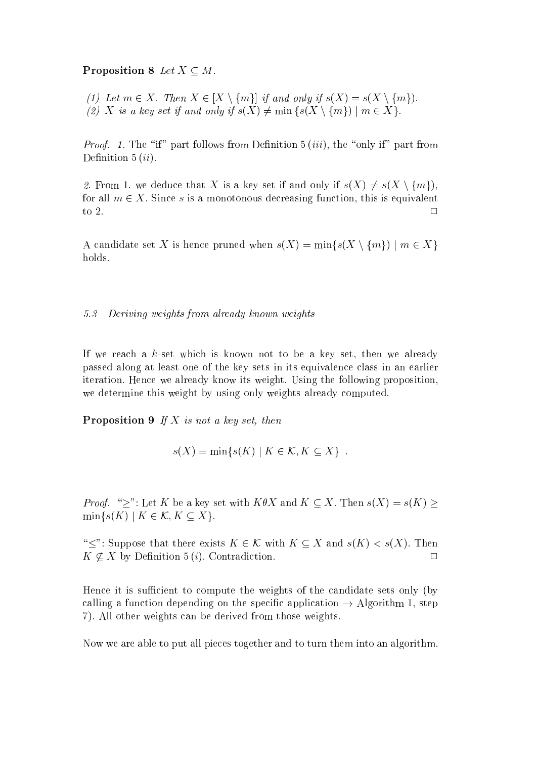**Proposition 8** *Let $X \subseteq M$.*

*(1) Let $m \in X$. Then $X \in [X \setminus \{m\}]$ if and only if $s(X) = s(X \setminus \{m\})$.*
*(2) $X$ is a key set if and only if $s(X) \neq \min\{s(X \setminus \{m\}) \mid m \in X\}$.*

*Proof.* *1.* The "if" part follows from Definition 5 (*iii*), the "only if" part from Definition 5 (*ii*).

*2.* From 1. we deduce that $X$ is a key set if and only if $s(X) \neq s(X \setminus \{m\})$, for all $m \in X$. Since $s$ is a monotonous decreasing function, this is equivalent to 2. □

A candidate set $X$ is hence pruned when $s(X) = \min\{s(X \setminus \{m\}) \mid m \in X\}$ holds.

### *5.3 Deriving weights from already known weights*

If we reach a $k$-set which is known not to be a key set, then we already passed along at least one of the key sets in its equivalence class in an earlier iteration. Hence we already know its weight. Using the following proposition, we determine this weight by using only weights already computed.

**Proposition 9** *If $X$ is not a key set, then*

$$s(X) = \min\{s(K) \mid K \in \mathcal{K}, K \subseteq X\} \ .$$

*Proof.* "$\geq$": Let $K$ be a key set with $K\theta X$ and $K \subseteq X$. Then $s(X) = s(K) \geq \min\{s(K) \mid K \in \mathcal{K}, K \subseteq X\}$.

"$\leq$": Suppose that there exists $K \in \mathcal{K}$ with $K \subseteq X$ and $s(K) < s(X)$. Then $K \not\subseteq X$ by Definition 5 (*i*). Contradiction. □

Hence it is sufficient to compute the weights of the candidate sets only (by calling a function depending on the specific application → Algorithm 1, step 7). All other weights can be derived from those weights.

Now we are able to put all pieces together and to turn them into an algorithm.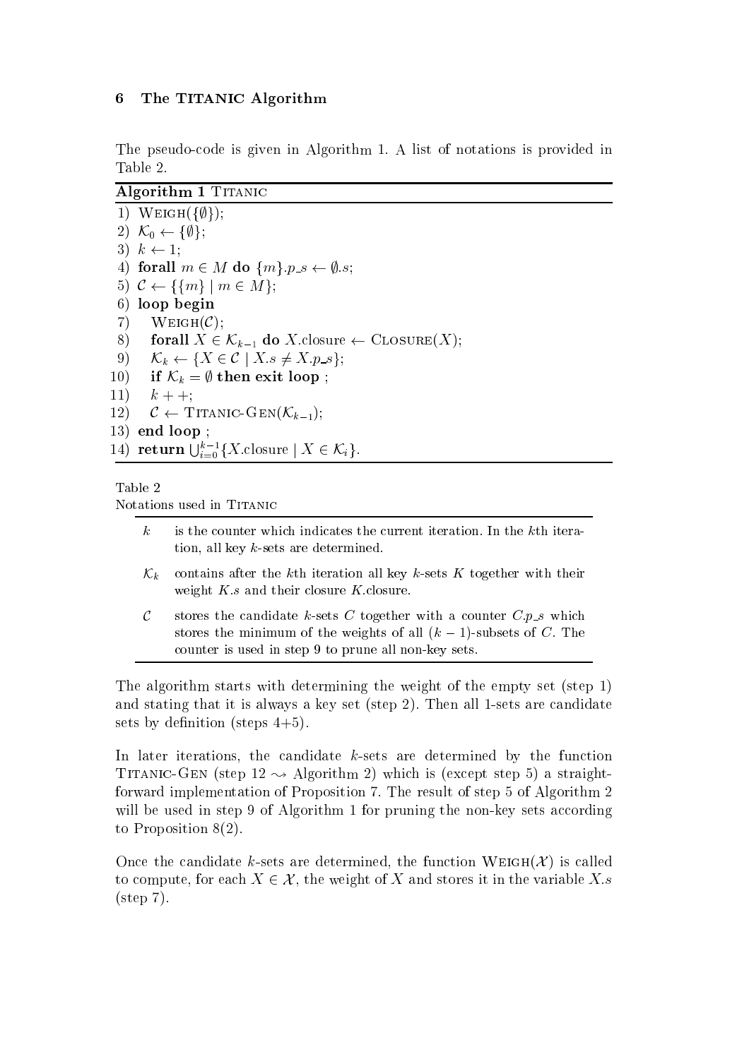## 6 The TITANIC Algorithm

The pseudo-code is given in Algorithm 1. A list of notations is provided in Table 2.

**Algorithm 1** TITANIC

```
1)  WEIGH({∅});
2)  K_0 ← {∅};
3)  k ← 1;
4)  forall m ∈ M do {m}.p_s ← ∅.s;
5)  C ← {{m} | m ∈ M};
6)  loop begin
7)     WEIGH(C);
8)     forall X ∈ K_{k-1} do X.closure ← CLOSURE(X);
9)     K_k ← {X ∈ C | X.s ≠ X.p_s};
10)    if K_k = ∅ then exit loop ;
11)    k++;
12)    C ← TITANIC-GEN(K_{k-1});
13) end loop ;
14) return ⋃_{i=0}^{k-1} {X.closure | X ∈ K_i}.
```

Table 2
Notations used in TITANIC

| | |
|---|---|
| $k$ | is the counter which indicates the current iteration. In the $k$th iteration, all key $k$-sets are determined. |
| $\mathcal{K}_k$ | contains after the $k$th iteration all key $k$-sets $K$ together with their weight $K.s$ and their closure $K$.closure. |
| $\mathcal{C}$ | stores the candidate $k$-sets $C$ together with a counter $C.p\_s$ which stores the minimum of the weights of all $(k-1)$-subsets of $C$. The counter is used in step 9 to prune all non-key sets. |

The algorithm starts with determining the weight of the empty set (step 1) and stating that it is always a key set (step 2). Then all 1-sets are candidate sets by definition (steps 4+5).

In later iterations, the candidate $k$-sets are determined by the function TITANIC-GEN (step 12 $\rightsquigarrow$ Algorithm 2) which is (except step 5) a straightforward implementation of Proposition 7. The result of step 5 of Algorithm 2 will be used in step 9 of Algorithm 1 for pruning the non-key sets according to Proposition 8(2).

Once the candidate $k$-sets are determined, the function WEIGH($\mathcal{X}$) is called to compute, for each $X \in \mathcal{X}$, the weight of $X$ and stores it in the variable $X.s$ (step 7).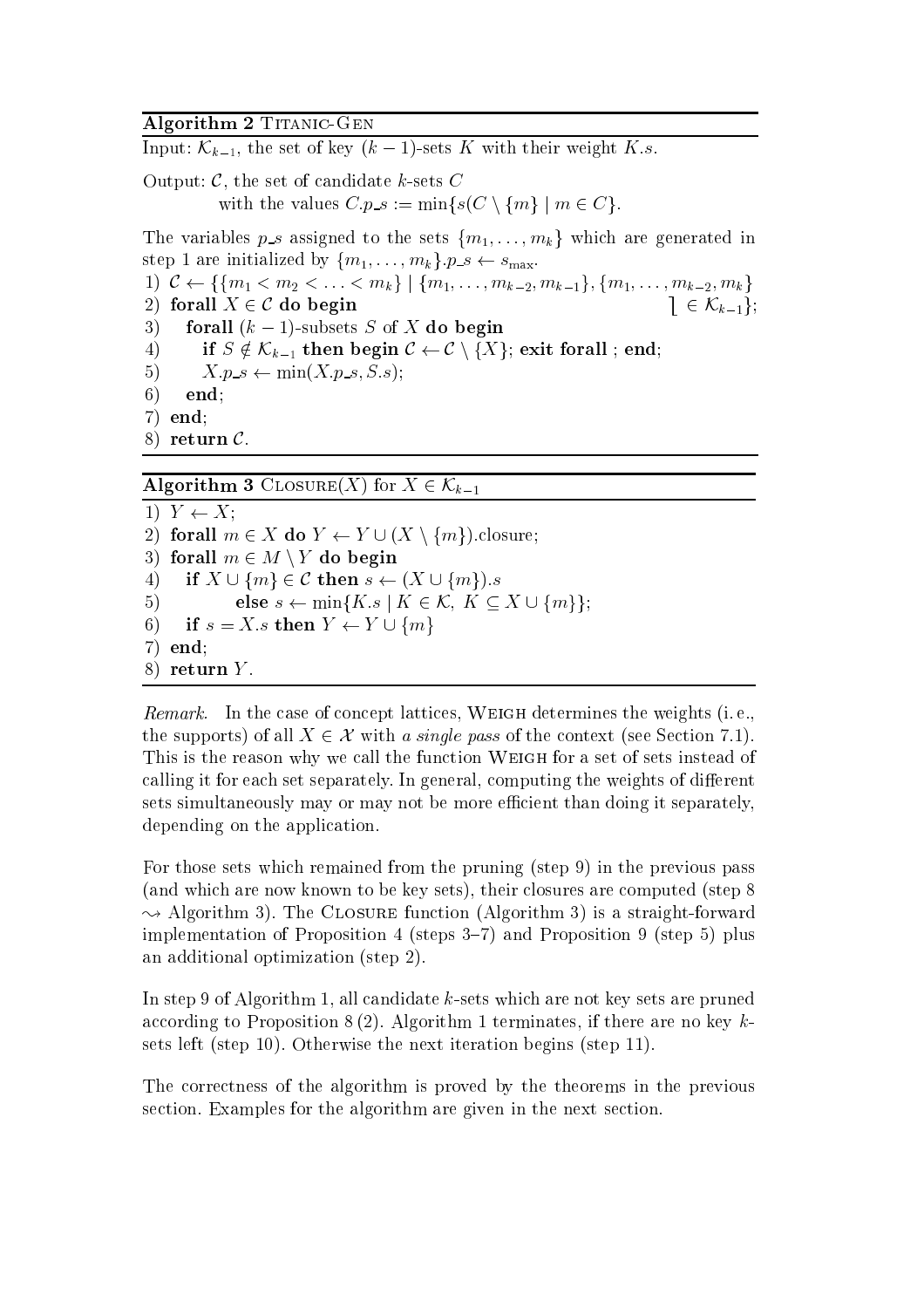**Algorithm 2** Titanic-Gen

Input: $\mathcal{K}_{k-1}$, the set of key $(k-1)$-sets $K$ with their weight $K.s$.

Output: $\mathcal{C}$, the set of candidate $k$-sets $C$
with the values $C.p\_s := \min\{s(C \setminus \{m\} \mid m \in C\}$.

The variables $p\_s$ assigned to the sets $\{m_1, \ldots, m_k\}$ which are generated in step 1 are initialized by $\{m_1, \ldots, m_k\}.p\_s \leftarrow s_{\max}$.

1) $\mathcal{C} \leftarrow \{\{m_1 < m_2 < \ldots < m_k\} \mid \{m_1, \ldots, m_{k-2}, m_{k-1}\}, \{m_1, \ldots, m_{k-2}, m_k\} \in \mathcal{K}_{k-1}\}$;
2) **forall** $X \in \mathcal{C}$ **do begin**
3) **forall** $(k-1)$-subsets $S$ of $X$ **do begin**
4) **if** $S \notin \mathcal{K}_{k-1}$ **then begin** $\mathcal{C} \leftarrow \mathcal{C} \setminus \{X\}$; **exit forall** ; **end**;
5) $X.p\_s \leftarrow \min(X.p\_s, S.s)$;
6) **end**;
7) **end**;
8) **return** $\mathcal{C}$.

**Algorithm 3** Closure($X$) for $X \in \mathcal{K}_{k-1}$

1) $Y \leftarrow X$;
2) **forall** $m \in X$ **do** $Y \leftarrow Y \cup (X \setminus \{m\})$.closure;
3) **forall** $m \in M \setminus Y$ **do begin**
4) **if** $X \cup \{m\} \in \mathcal{C}$ **then** $s \leftarrow (X \cup \{m\}).s$
5) **else** $s \leftarrow \min\{K.s \mid K \in \mathcal{K},\ K \subseteq X \cup \{m\}\}$;
6) **if** $s = X.s$ **then** $Y \leftarrow Y \cup \{m\}$
7) **end**;
8) **return** $Y$.

*Remark.* In the case of concept lattices, Weigh determines the weights (i. e., the supports) of all $X \in \mathcal{X}$ with *a single pass* of the context (see Section 7.1). This is the reason why we call the function Weigh for a set of sets instead of calling it for each set separately. In general, computing the weights of different sets simultaneously may or may not be more efficient than doing it separately, depending on the application.

For those sets which remained from the pruning (step 9) in the previous pass (and which are now known to be key sets), their closures are computed (step 8 $\rightsquigarrow$ Algorithm 3). The Closure function (Algorithm 3) is a straight-forward implementation of Proposition 4 (steps 3–7) and Proposition 9 (step 5) plus an additional optimization (step 2).

In step 9 of Algorithm 1, all candidate $k$-sets which are not key sets are pruned according to Proposition 8 (2). Algorithm 1 terminates, if there are no key $k$-sets left (step 10). Otherwise the next iteration begins (step 11).

The correctness of the algorithm is proved by the theorems in the previous section. Examples for the algorithm are given in the next section.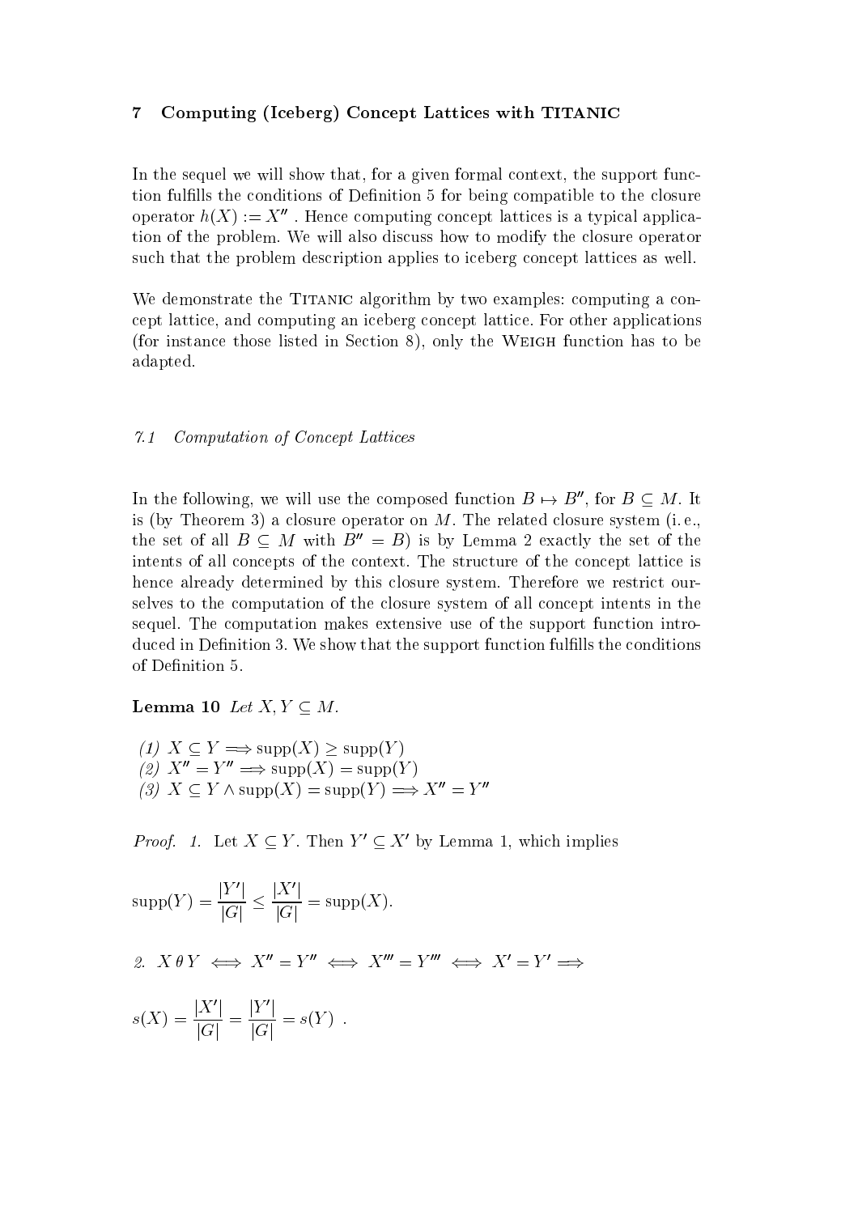## 7 Computing (Iceberg) Concept Lattices with TITANIC

In the sequel we will show that, for a given formal context, the support function fulfills the conditions of Definition 5 for being compatible to the closure operator $h(X) := X''$ . Hence computing concept lattices is a typical application of the problem. We will also discuss how to modify the closure operator such that the problem description applies to iceberg concept lattices as well.

We demonstrate the TITANIC algorithm by two examples: computing a concept lattice, and computing an iceberg concept lattice. For other applications (for instance those listed in Section 8), only the WEIGH function has to be adapted.

### *7.1 Computation of Concept Lattices*

In the following, we will use the composed function $B \mapsto B''$, for $B \subseteq M$. It is (by Theorem 3) a closure operator on $M$. The related closure system (i. e., the set of all $B \subseteq M$ with $B'' = B$) is by Lemma 2 exactly the set of the intents of all concepts of the context. The structure of the concept lattice is hence already determined by this closure system. Therefore we restrict ourselves to the computation of the closure system of all concept intents in the sequel. The computation makes extensive use of the support function introduced in Definition 3. We show that the support function fulfills the conditions of Definition 5.

**Lemma 10** *Let $X, Y \subseteq M$.*

*(1) $X \subseteq Y \Longrightarrow \text{supp}(X) \geq \text{supp}(Y)$*
*(2) $X'' = Y'' \Longrightarrow \text{supp}(X) = \text{supp}(Y)$*
*(3) $X \subseteq Y \wedge \text{supp}(X) = \text{supp}(Y) \Longrightarrow X'' = Y''$*

*Proof. 1.* Let $X \subseteq Y$. Then $Y' \subseteq X'$ by Lemma 1, which implies

$$\text{supp}(Y) = \frac{|Y'|}{|G|} \leq \frac{|X'|}{|G|} = \text{supp}(X).$$

*2.* $X \, \theta \, Y \iff X'' = Y'' \iff X''' = Y''' \iff X' = Y' \Longrightarrow$

$$s(X) = \frac{|X'|}{|G|} = \frac{|Y'|}{|G|} = s(Y) \ .$$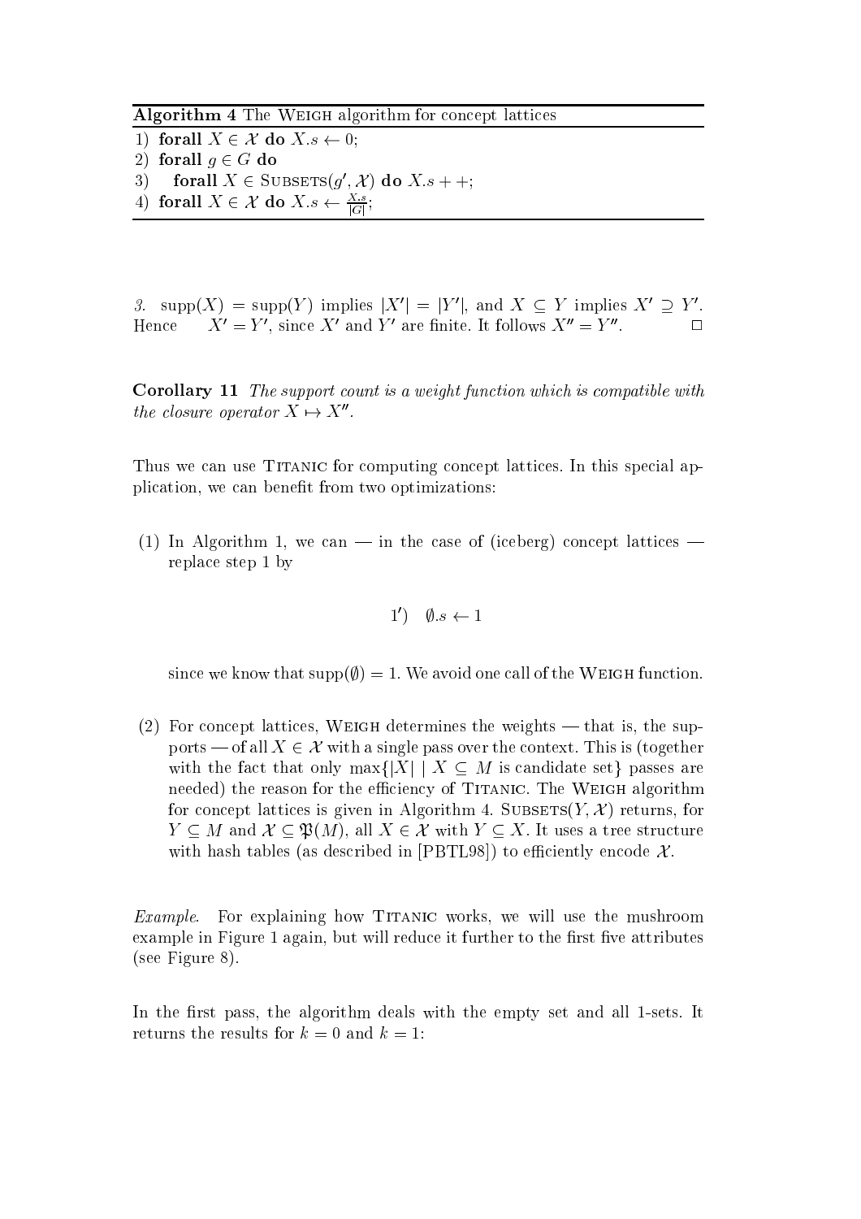**Algorithm 4** The Weigh algorithm for concept lattices

1) **forall** $X \in \mathcal{X}$ **do** $X.s \leftarrow 0$;
2) **forall** $g \in G$ **do**
3) **forall** $X \in \text{Subsets}(g', \mathcal{X})$ **do** $X.s++$;
4) **forall** $X \in \mathcal{X}$ **do** $X.s \leftarrow \frac{X.s}{|G|}$;

*3.* $\text{supp}(X) = \text{supp}(Y)$ implies $|X'| = |Y'|$, and $X \subseteq Y$ implies $X' \supseteq Y'$. Hence $X' = Y'$, since $X'$ and $Y'$ are finite. It follows $X'' = Y''$. □

**Corollary 11** *The support count is a weight function which is compatible with the closure operator $X \mapsto X''$.*

Thus we can use Titanic for computing concept lattices. In this special application, we can benefit from two optimizations:

(1) In Algorithm 1, we can — in the case of (iceberg) concept lattices — replace step 1 by

$$1') \quad \emptyset.s \leftarrow 1$$

since we know that $\text{supp}(\emptyset) = 1$. We avoid one call of the Weigh function.

(2) For concept lattices, Weigh determines the weights — that is, the supports — of all $X \in \mathcal{X}$ with a single pass over the context. This is (together with the fact that only $\max\{|X| \mid X \subseteq M$ is candidate set$\}$ passes are needed) the reason for the efficiency of Titanic. The Weigh algorithm for concept lattices is given in Algorithm 4. $\text{Subsets}(Y, \mathcal{X})$ returns, for $Y \subseteq M$ and $\mathcal{X} \subseteq \mathfrak{P}(M)$, all $X \in \mathcal{X}$ with $Y \subseteq X$. It uses a tree structure with hash tables (as described in [PBTL98]) to efficiently encode $\mathcal{X}$.

*Example.* For explaining how Titanic works, we will use the mushroom example in Figure 1 again, but will reduce it further to the first five attributes (see Figure 8).

In the first pass, the algorithm deals with the empty set and all 1-sets. It returns the results for $k = 0$ and $k = 1$: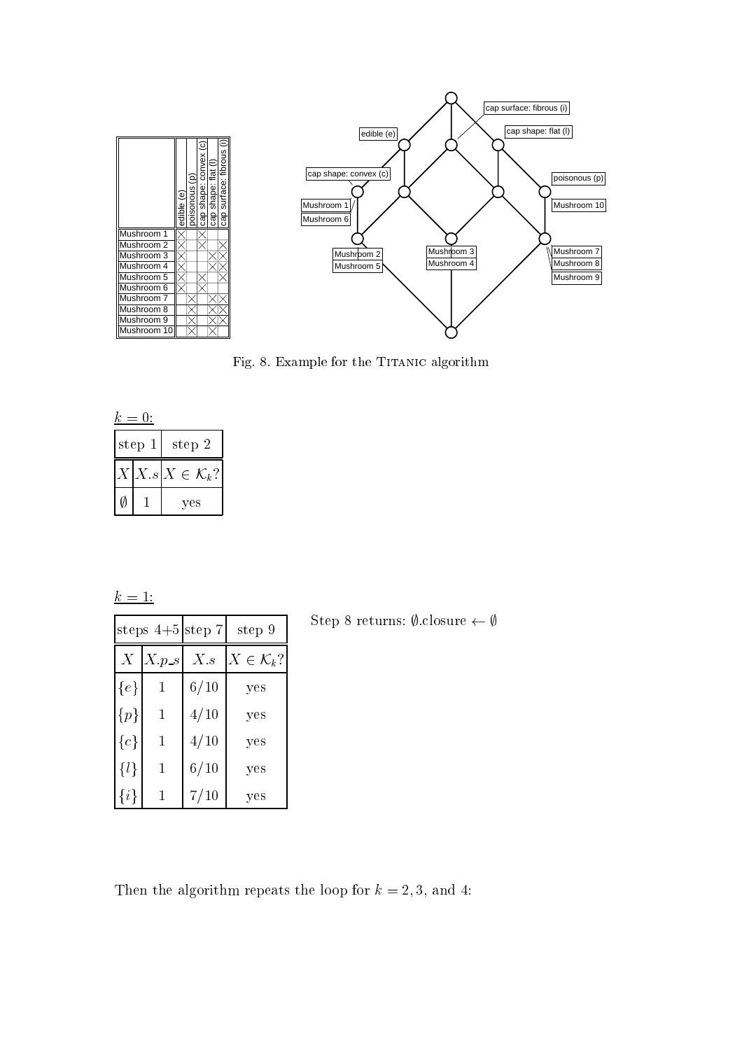| | edible (e) | poisonous (p) | cap shape: convex (c) | cap shape: flat (l) | cap surface: fibrous (i) |
|---|---|---|---|---|---|
| Mushroom 1 | × | | × | | |
| Mushroom 2 | × | | × | | × |
| Mushroom 3 | × | | | × | × |
| Mushroom 4 | × | | | × | × |
| Mushroom 5 | × | | × | | × |
| Mushroom 6 | × | | × | | |
| Mushroom 7 | | × | | × | × |
| Mushroom 8 | | × | | × | × |
| Mushroom 9 | | × | | × | × |
| Mushroom 10 | | × | | × | |

Fig. 8. Example for the TITANIC algorithm

$\underline{k = 0}$:

| step 1 | | step 2 |
|---|---|---|
| $X$ | $X.s$ | $X \in \mathcal{K}_k$? |
| $\emptyset$ | 1 | yes |

$\underline{k = 1}$:

| steps 4+5 | | step 7 | step 9 |
|---|---|---|---|
| $X$ | $X.p\_s$ | $X.s$ | $X \in \mathcal{K}_k$? |
| $\{e\}$ | 1 | $6/10$ | yes |
| $\{p\}$ | 1 | $4/10$ | yes |
| $\{c\}$ | 1 | $4/10$ | yes |
| $\{l\}$ | 1 | $6/10$ | yes |
| $\{i\}$ | 1 | $7/10$ | yes |

Step 8 returns: $\emptyset$.closure $\leftarrow \emptyset$

Then the algorithm repeats the loop for $k = 2, 3$, and 4: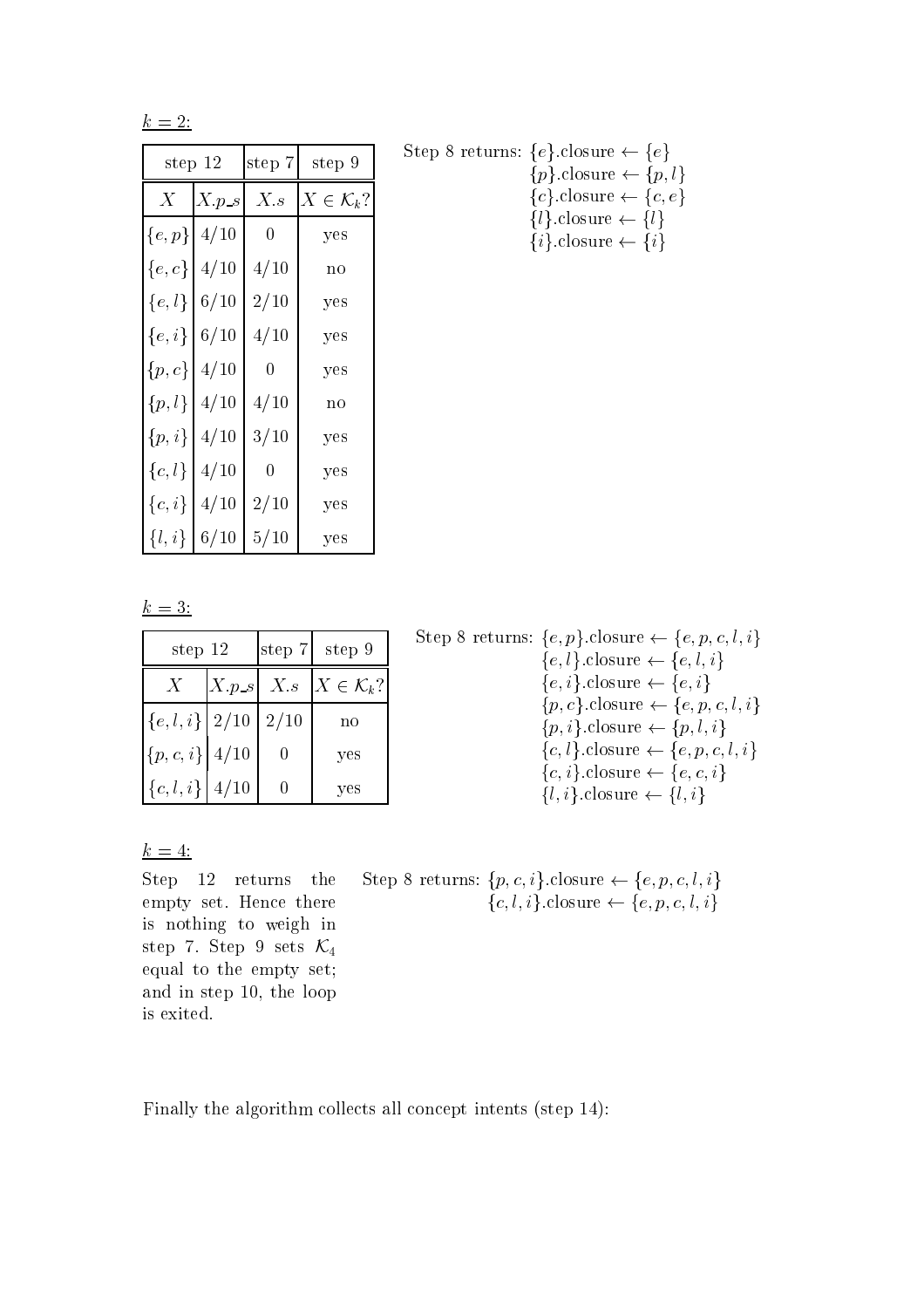$\underline{k = 2}$:

| step 12 | | step 7 | step 9 |
|---|---|---|---|
| $X$ | $X.p\_s$ | $X.s$ | $X \in \mathcal{K}_k$? |
| $\{e,p\}$ | $4/10$ | $0$ | yes |
| $\{e,c\}$ | $4/10$ | $4/10$ | no |
| $\{e,l\}$ | $6/10$ | $2/10$ | yes |
| $\{e,i\}$ | $6/10$ | $4/10$ | yes |
| $\{p,c\}$ | $4/10$ | $0$ | yes |
| $\{p,l\}$ | $4/10$ | $4/10$ | no |
| $\{p,i\}$ | $4/10$ | $3/10$ | yes |
| $\{c,l\}$ | $4/10$ | $0$ | yes |
| $\{c,i\}$ | $4/10$ | $2/10$ | yes |
| $\{l,i\}$ | $6/10$ | $5/10$ | yes |

Step 8 returns: $\{e\}$.closure $\leftarrow \{e\}$
$\{p\}$.closure $\leftarrow \{p,l\}$
$\{c\}$.closure $\leftarrow \{c,e\}$
$\{l\}$.closure $\leftarrow \{l\}$
$\{i\}$.closure $\leftarrow \{i\}$

$\underline{k = 3}$:

| step 12 | | step 7 | step 9 |
|---|---|---|---|
| $X$ | $X.p\_s$ | $X.s$ | $X \in \mathcal{K}_k$? |
| $\{e,l,i\}$ | $2/10$ | $2/10$ | no |
| $\{p,c,i\}$ | $4/10$ | $0$ | yes |
| $\{c,l,i\}$ | $4/10$ | $0$ | yes |

Step 8 returns: $\{e,p\}$.closure $\leftarrow \{e,p,c,l,i\}$
$\{e,l\}$.closure $\leftarrow \{e,l,i\}$
$\{e,i\}$.closure $\leftarrow \{e,i\}$
$\{p,c\}$.closure $\leftarrow \{e,p,c,l,i\}$
$\{p,i\}$.closure $\leftarrow \{p,l,i\}$
$\{c,l\}$.closure $\leftarrow \{e,p,c,l,i\}$
$\{c,i\}$.closure $\leftarrow \{e,c,i\}$
$\{l,i\}$.closure $\leftarrow \{l,i\}$

$\underline{k = 4}$:

Step 12 returns the empty set. Hence there is nothing to weigh in step 7. Step 9 sets $\mathcal{K}_4$ equal to the empty set; and in step 10, the loop is exited.

Step 8 returns: $\{p,c,i\}$.closure $\leftarrow \{e,p,c,l,i\}$
$\{c,l,i\}$.closure $\leftarrow \{e,p,c,l,i\}$

Finally the algorithm collects all concept intents (step 14):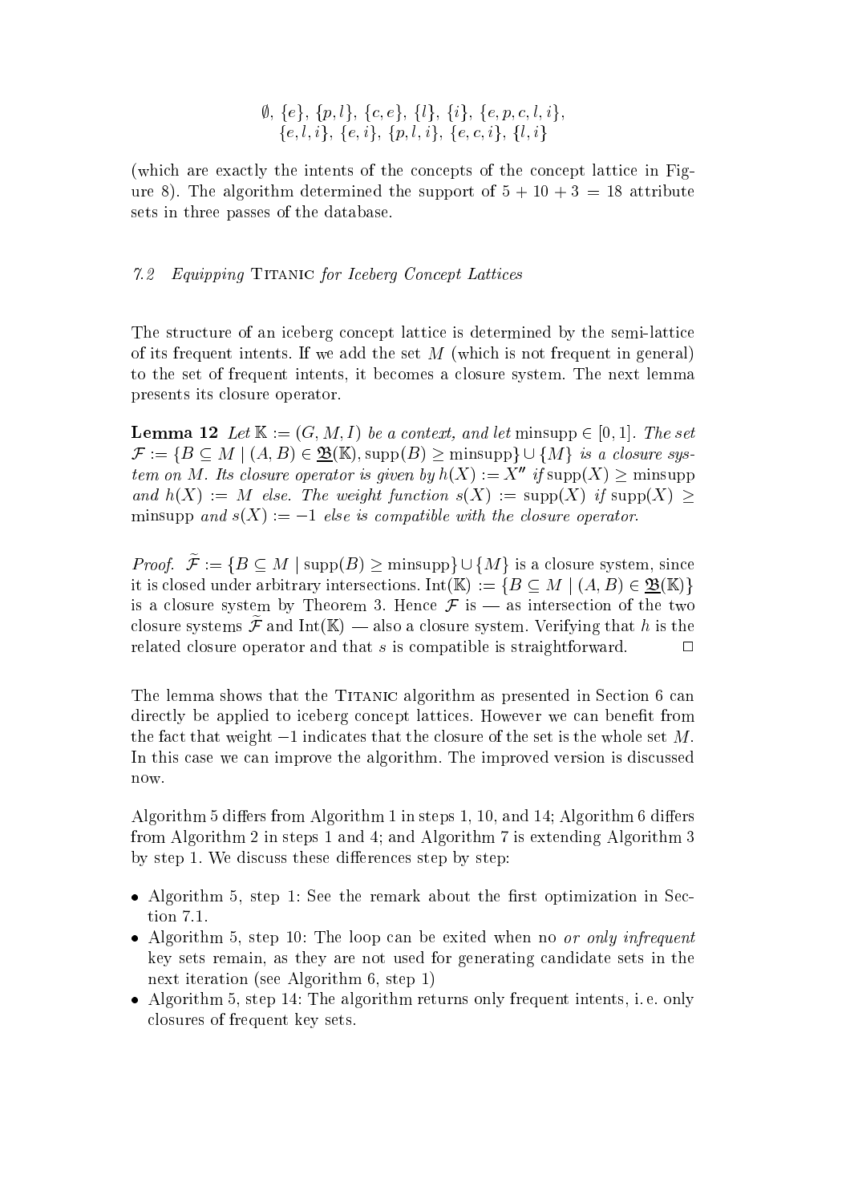$$\emptyset,\ \{e\},\ \{p,l\},\ \{c,e\},\ \{l\},\ \{i\},\ \{e,p,c,l,i\},$$
$$\{e,l,i\},\ \{e,i\},\ \{p,l,i\},\ \{e,c,i\},\ \{l,i\}$$

(which are exactly the intents of the concepts of the concept lattice in Figure 8). The algorithm determined the support of $5 + 10 + 3 = 18$ attribute sets in three passes of the database.

### 7.2 Equipping Titanic for Iceberg Concept Lattices

The structure of an iceberg concept lattice is determined by the semi-lattice of its frequent intents. If we add the set $M$ (which is not frequent in general) to the set of frequent intents, it becomes a closure system. The next lemma presents its closure operator.

**Lemma 12** *Let $\mathbb{K} := (G, M, I)$ be a context, and let $\text{minsupp} \in [0, 1]$. The set $\mathcal{F} := \{B \subseteq M \mid (A, B) \in \underline{\mathfrak{B}}(\mathbb{K}), \text{supp}(B) \geq \text{minsupp}\} \cup \{M\}$ is a closure system on $M$. Its closure operator is given by $h(X) := X''$ if $\text{supp}(X) \geq \text{minsupp}$ and $h(X) := M$ else. The weight function $s(X) := \text{supp}(X)$ if $\text{supp}(X) \geq \text{minsupp}$ and $s(X) := -1$ else is compatible with the closure operator.*

*Proof.* $\widetilde{\mathcal{F}} := \{B \subseteq M \mid \text{supp}(B) \geq \text{minsupp}\} \cup \{M\}$ is a closure system, since it is closed under arbitrary intersections. $\text{Int}(\mathbb{K}) := \{B \subseteq M \mid (A, B) \in \underline{\mathfrak{B}}(\mathbb{K})\}$ is a closure system by Theorem 3. Hence $\mathcal{F}$ is — as intersection of the two closure systems $\widetilde{\mathcal{F}}$ and $\text{Int}(\mathbb{K})$ — also a closure system. Verifying that $h$ is the related closure operator and that $s$ is compatible is straightforward. □

The lemma shows that the Titanic algorithm as presented in Section 6 can directly be applied to iceberg concept lattices. However we can benefit from the fact that weight $-1$ indicates that the closure of the set is the whole set $M$. In this case we can improve the algorithm. The improved version is discussed now.

Algorithm 5 differs from Algorithm 1 in steps 1, 10, and 14; Algorithm 6 differs from Algorithm 2 in steps 1 and 4; and Algorithm 7 is extending Algorithm 3 by step 1. We discuss these differences step by step:

- Algorithm 5, step 1: See the remark about the first optimization in Section 7.1.
- Algorithm 5, step 10: The loop can be exited when no *or only infrequent* key sets remain, as they are not used for generating candidate sets in the next iteration (see Algorithm 6, step 1)
- Algorithm 5, step 14: The algorithm returns only frequent intents, i. e. only closures of frequent key sets.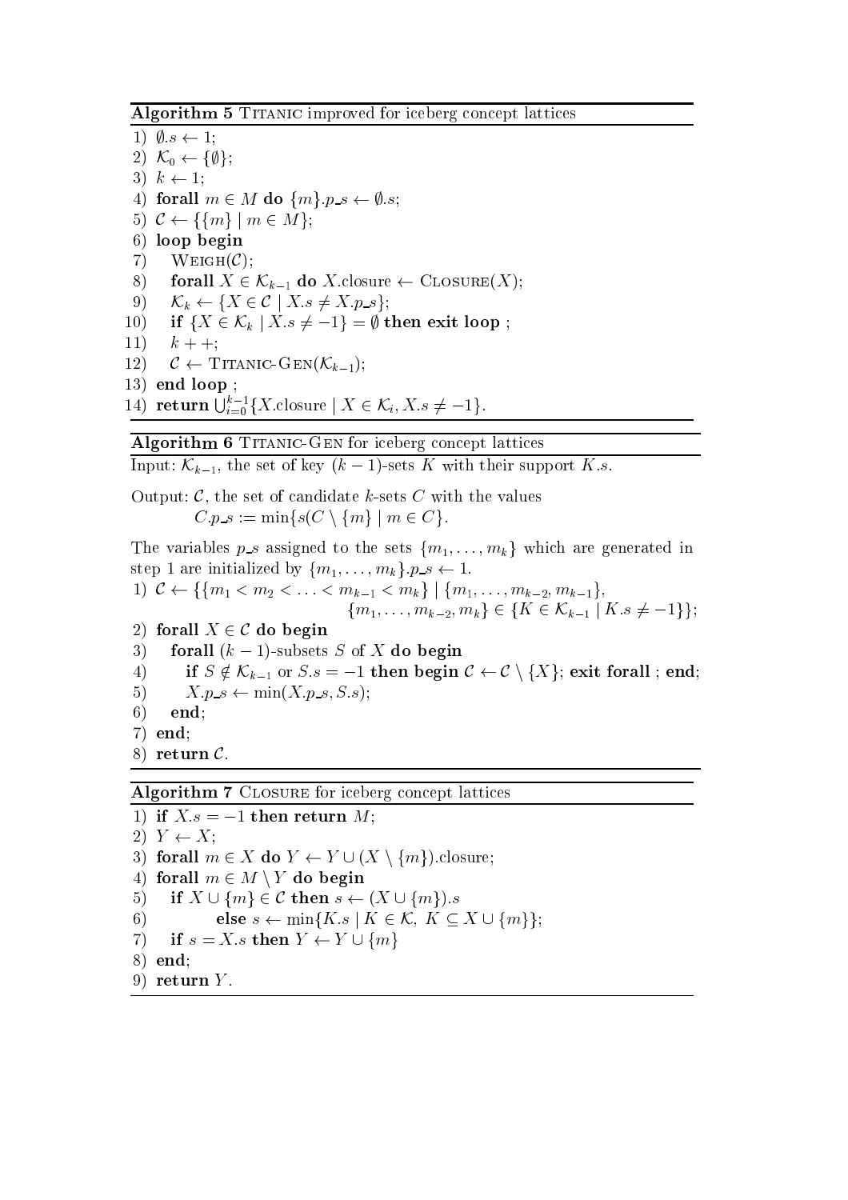**Algorithm 5** Titanic improved for iceberg concept lattices

1) $\emptyset.s \leftarrow 1$;
2) $\mathcal{K}_0 \leftarrow \{\emptyset\}$;
3) $k \leftarrow 1$;
4) **forall** $m \in M$ **do** $\{m\}.p\_s \leftarrow \emptyset.s$;
5) $\mathcal{C} \leftarrow \{\{m\} \mid m \in M\}$;
6) **loop begin**
7) Weigh($\mathcal{C}$);
8) **forall** $X \in \mathcal{K}_{k-1}$ **do** $X$.closure $\leftarrow$ Closure($X$);
9) $\mathcal{K}_k \leftarrow \{X \in \mathcal{C} \mid X.s \neq X.p\_s\}$;
10) **if** $\{X \in \mathcal{K}_k \mid X.s \neq -1\} = \emptyset$ **then exit loop** ;
11) $k{+}{+}$;
12) $\mathcal{C} \leftarrow$ Titanic-Gen($\mathcal{K}_{k-1}$);
13) **end loop** ;
14) **return** $\bigcup_{i=0}^{k-1}\{X.\text{closure} \mid X \in \mathcal{K}_i, X.s \neq -1\}$.

**Algorithm 6** Titanic-Gen for iceberg concept lattices

Input: $\mathcal{K}_{k-1}$, the set of key $(k-1)$-sets $K$ with their support $K.s$.

Output: $\mathcal{C}$, the set of candidate $k$-sets $C$ with the values
$C.p\_s := \min\{s(C \setminus \{m\} \mid m \in C\}$.

The variables $p\_s$ assigned to the sets $\{m_1, \ldots, m_k\}$ which are generated in step 1 are initialized by $\{m_1, \ldots, m_k\}.p\_s \leftarrow 1$.

1) $\mathcal{C} \leftarrow \{\{m_1 < m_2 < \ldots < m_{k-1} < m_k\} \mid \{m_1, \ldots, m_{k-2}, m_{k-1}\},$
$\{m_1, \ldots, m_{k-2}, m_k\} \in \{K \in \mathcal{K}_{k-1} \mid K.s \neq -1\}\}$;
2) **forall** $X \in \mathcal{C}$ **do begin**
3) **forall** $(k-1)$-subsets $S$ of $X$ **do begin**
4) **if** $S \notin \mathcal{K}_{k-1}$ or $S.s = -1$ **then begin** $\mathcal{C} \leftarrow \mathcal{C} \setminus \{X\}$; **exit forall** ; **end**;
5) $X.p\_s \leftarrow \min(X.p\_s, S.s)$;
6) **end**;
7) **end**;
8) **return** $\mathcal{C}$.

**Algorithm 7** Closure for iceberg concept lattices

1) **if** $X.s = -1$ **then return** $M$;
2) $Y \leftarrow X$;
3) **forall** $m \in X$ **do** $Y \leftarrow Y \cup (X \setminus \{m\})$.closure;
4) **forall** $m \in M \setminus Y$ **do begin**
5) **if** $X \cup \{m\} \in \mathcal{C}$ **then** $s \leftarrow (X \cup \{m\}).s$
6) **else** $s \leftarrow \min\{K.s \mid K \in \mathcal{K},\ K \subseteq X \cup \{m\}\}$;
7) **if** $s = X.s$ **then** $Y \leftarrow Y \cup \{m\}$
8) **end**;
9) **return** $Y$.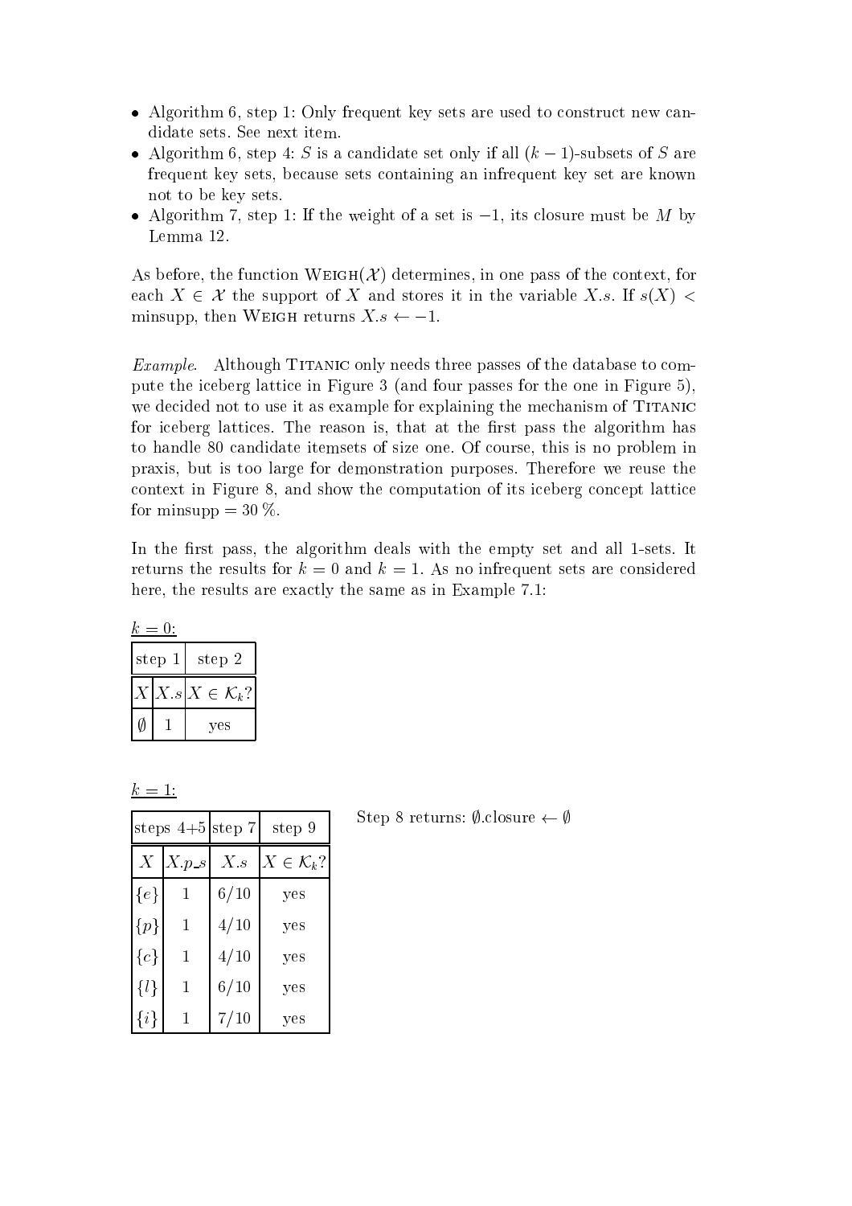- Algorithm 6, step 1: Only frequent key sets are used to construct new candidate sets. See next item.
- Algorithm 6, step 4: $S$ is a candidate set only if all $(k-1)$-subsets of $S$ are frequent key sets, because sets containing an infrequent key set are known not to be key sets.
- Algorithm 7, step 1: If the weight of a set is $-1$, its closure must be $M$ by Lemma 12.

As before, the function WEIGH($\mathcal{X}$) determines, in one pass of the context, for each $X \in \mathcal{X}$ the support of $X$ and stores it in the variable $X.s$. If $s(X) <$ minsupp, then WEIGH returns $X.s \leftarrow -1$.

*Example.* Although TITANIC only needs three passes of the database to compute the iceberg lattice in Figure 3 (and four passes for the one in Figure 5), we decided not to use it as example for explaining the mechanism of TITANIC for iceberg lattices. The reason is, that at the first pass the algorithm has to handle 80 candidate itemsets of size one. Of course, this is no problem in praxis, but is too large for demonstration purposes. Therefore we reuse the context in Figure 8, and show the computation of its iceberg concept lattice for minsupp = 30 %.

In the first pass, the algorithm deals with the empty set and all 1-sets. It returns the results for $k = 0$ and $k = 1$. As no infrequent sets are considered here, the results are exactly the same as in Example 7.1:

$k = 0$:

| step 1 | | step 2 |
|---|---|---|
| $X$ | $X.s$ | $X \in \mathcal{K}_k$? |
| $\emptyset$ | 1 | yes |

$k = 1$:

| steps 4+5 | | step 7 | step 9 |
|---|---|---|---|
| $X$ | $X.p\_s$ | $X.s$ | $X \in \mathcal{K}_k$? |
| $\{e\}$ | 1 | 6/10 | yes |
| $\{p\}$ | 1 | 4/10 | yes |
| $\{c\}$ | 1 | 4/10 | yes |
| $\{l\}$ | 1 | 6/10 | yes |
| $\{i\}$ | 1 | 7/10 | yes |

Step 8 returns: $\emptyset$.closure $\leftarrow \emptyset$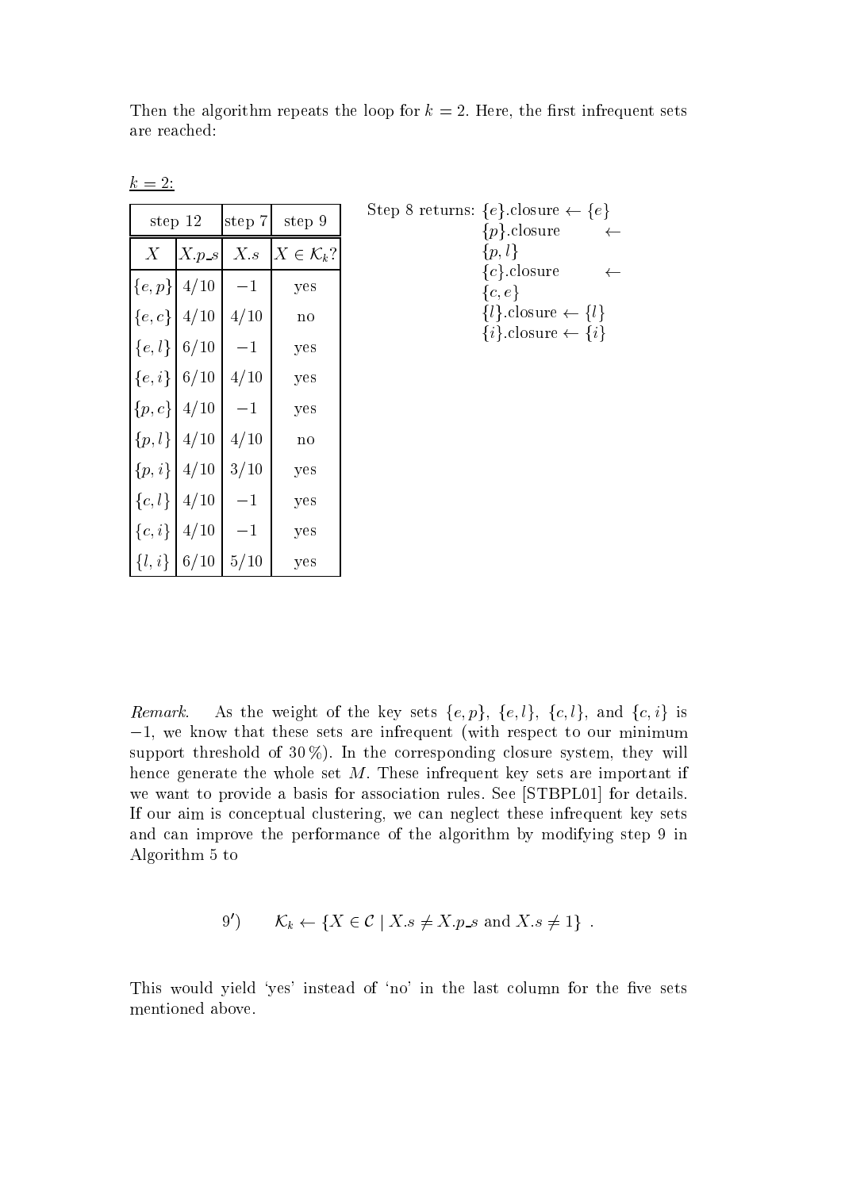Then the algorithm repeats the loop for $k = 2$. Here, the first infrequent sets are reached:

<u>$k = 2$:</u>

| step 12 | | step 7 | step 9 |
|---|---|---|---|
| $X$ | $X.p\_s$ | $X.s$ | $X \in \mathcal{K}_k$? |
| $\{e, p\}$ | $4/10$ | $-1$ | yes |
| $\{e, c\}$ | $4/10$ | $4/10$ | no |
| $\{e, l\}$ | $6/10$ | $-1$ | yes |
| $\{e, i\}$ | $6/10$ | $4/10$ | yes |
| $\{p, c\}$ | $4/10$ | $-1$ | yes |
| $\{p, l\}$ | $4/10$ | $4/10$ | no |
| $\{p, i\}$ | $4/10$ | $3/10$ | yes |
| $\{c, l\}$ | $4/10$ | $-1$ | yes |
| $\{c, i\}$ | $4/10$ | $-1$ | yes |
| $\{l, i\}$ | $6/10$ | $5/10$ | yes |

Step 8 returns: $\{e\}$.closure $\leftarrow \{e\}$
$\{p\}$.closure $\leftarrow \{p, l\}$
$\{c\}$.closure $\leftarrow \{c, e\}$
$\{l\}$.closure $\leftarrow \{l\}$
$\{i\}$.closure $\leftarrow \{i\}$

*Remark.* As the weight of the key sets $\{e, p\}$, $\{e, l\}$, $\{c, l\}$, and $\{c, i\}$ is $-1$, we know that these sets are infrequent (with respect to our minimum support threshold of 30 %). In the corresponding closure system, they will hence generate the whole set $M$. These infrequent key sets are important if we want to provide a basis for association rules. See [STBPL01] for details. If our aim is conceptual clustering, we can neglect these infrequent key sets and can improve the performance of the algorithm by modifying step 9 in Algorithm 5 to

$$9') \qquad \mathcal{K}_k \leftarrow \{X \in \mathcal{C} \mid X.s \neq X.p\_s \text{ and } X.s \neq 1\} \ .$$

This would yield 'yes' instead of 'no' in the last column for the five sets mentioned above.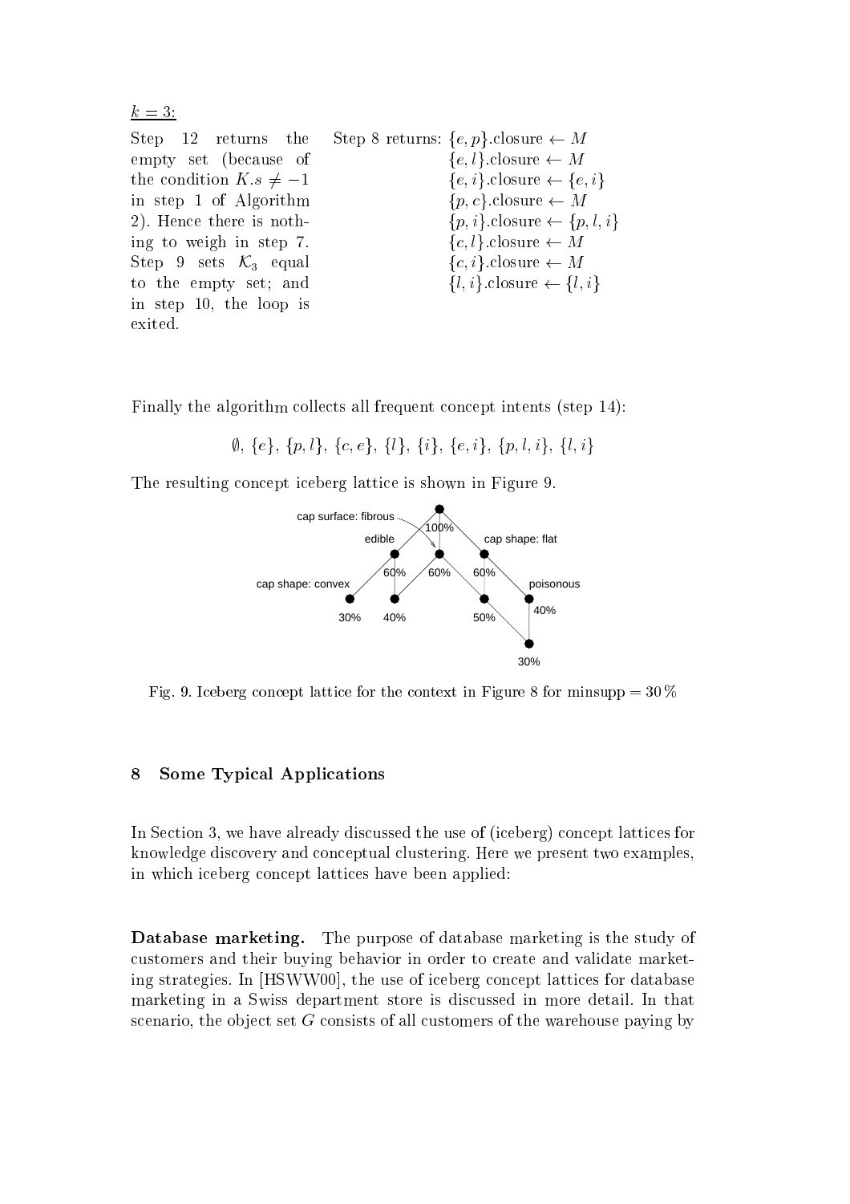$\underline{k = 3:}$

Step 12 returns the empty set (because of the condition $K.s \neq -1$ in step 1 of Algorithm 2). Hence there is nothing to weigh in step 7. Step 9 sets $\mathcal{K}_3$ equal to the empty set; and in step 10, the loop is exited.

Step 8 returns: $\{e, p\}$.closure $\leftarrow M$
$\{e, l\}$.closure $\leftarrow M$
$\{e, i\}$.closure $\leftarrow \{e, i\}$
$\{p, c\}$.closure $\leftarrow M$
$\{p, i\}$.closure $\leftarrow \{p, l, i\}$
$\{c, l\}$.closure $\leftarrow M$
$\{c, i\}$.closure $\leftarrow M$
$\{l, i\}$.closure $\leftarrow \{l, i\}$

Finally the algorithm collects all frequent concept intents (step 14):

$$\emptyset,\ \{e\},\ \{p, l\},\ \{c, e\},\ \{l\},\ \{i\},\ \{e, i\},\ \{p, l, i\},\ \{l, i\}$$

The resulting concept iceberg lattice is shown in Figure 9.

Fig. 9. Iceberg concept lattice for the context in Figure 8 for minsupp = 30 %

## 8 Some Typical Applications

In Section 3, we have already discussed the use of (iceberg) concept lattices for knowledge discovery and conceptual clustering. Here we present two examples, in which iceberg concept lattices have been applied:

**Database marketing.** The purpose of database marketing is the study of customers and their buying behavior in order to create and validate marketing strategies. In [HSWW00], the use of iceberg concept lattices for database marketing in a Swiss department store is discussed in more detail. In that scenario, the object set $G$ consists of all customers of the warehouse paying by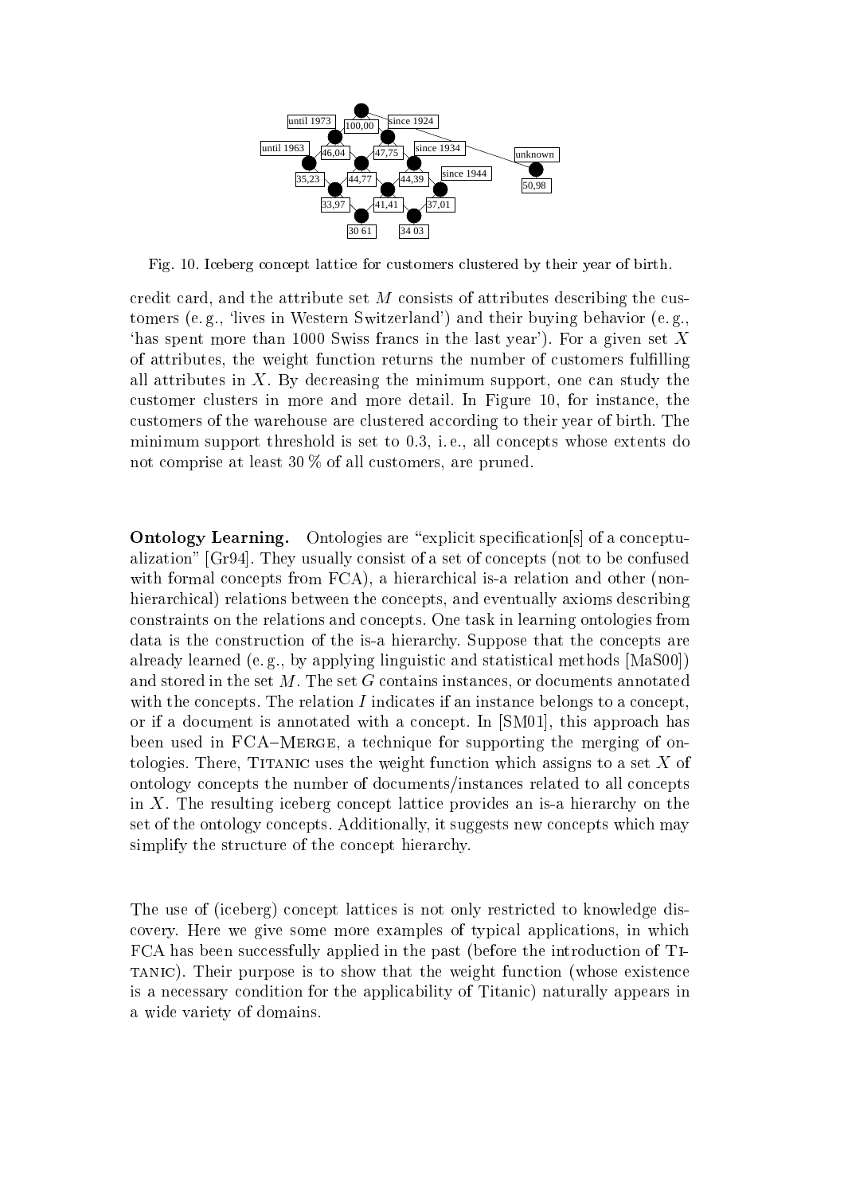Fig. 10. Iceberg concept lattice for customers clustered by their year of birth.

credit card, and the attribute set $M$ consists of attributes describing the customers (e. g., 'lives in Western Switzerland') and their buying behavior (e. g., 'has spent more than 1000 Swiss francs in the last year'). For a given set $X$ of attributes, the weight function returns the number of customers fulfilling all attributes in $X$. By decreasing the minimum support, one can study the customer clusters in more and more detail. In Figure 10, for instance, the customers of the warehouse are clustered according to their year of birth. The minimum support threshold is set to 0.3, i. e., all concepts whose extents do not comprise at least 30 % of all customers, are pruned.

**Ontology Learning.** Ontologies are "explicit specification[s] of a conceptualization" [Gr94]. They usually consist of a set of concepts (not to be confused with formal concepts from FCA), a hierarchical is-a relation and other (non-hierarchical) relations between the concepts, and eventually axioms describing constraints on the relations and concepts. One task in learning ontologies from data is the construction of the is-a hierarchy. Suppose that the concepts are already learned (e. g., by applying linguistic and statistical methods [MaS00]) and stored in the set $M$. The set $G$ contains instances, or documents annotated with the concepts. The relation $I$ indicates if an instance belongs to a concept, or if a document is annotated with a concept. In [SM01], this approach has been used in FCA–Merge, a technique for supporting the merging of ontologies. There, Titanic uses the weight function which assigns to a set $X$ of ontology concepts the number of documents/instances related to all concepts in $X$. The resulting iceberg concept lattice provides an is-a hierarchy on the set of the ontology concepts. Additionally, it suggests new concepts which may simplify the structure of the concept hierarchy.

The use of (iceberg) concept lattices is not only restricted to knowledge discovery. Here we give some more examples of typical applications, in which FCA has been successfully applied in the past (before the introduction of Titanic). Their purpose is to show that the weight function (whose existence is a necessary condition for the applicability of Titanic) naturally appears in a wide variety of domains.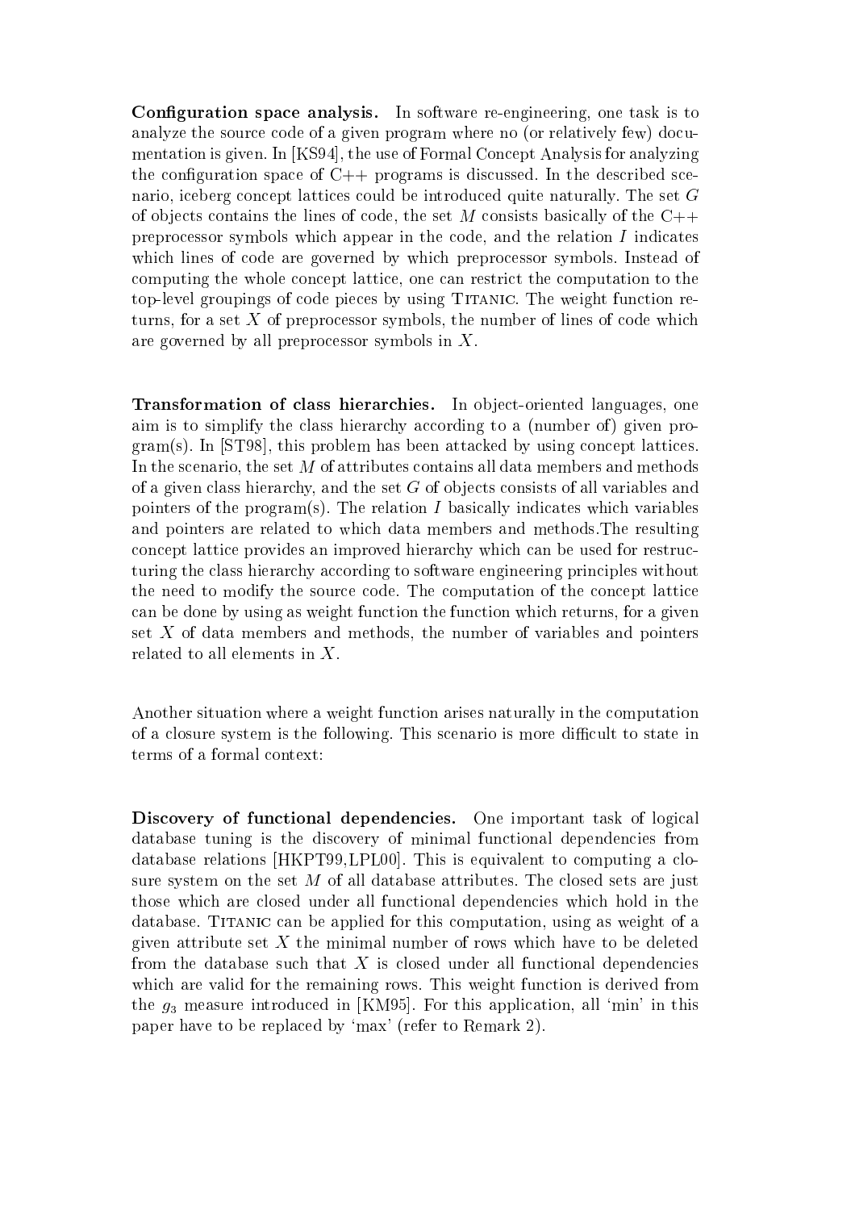**Configuration space analysis.** In software re-engineering, one task is to analyze the source code of a given program where no (or relatively few) documentation is given. In [KS94], the use of Formal Concept Analysis for analyzing the configuration space of C++ programs is discussed. In the described scenario, iceberg concept lattices could be introduced quite naturally. The set $G$ of objects contains the lines of code, the set $M$ consists basically of the C++ preprocessor symbols which appear in the code, and the relation $I$ indicates which lines of code are governed by which preprocessor symbols. Instead of computing the whole concept lattice, one can restrict the computation to the top-level groupings of code pieces by using TITANIC. The weight function returns, for a set $X$ of preprocessor symbols, the number of lines of code which are governed by all preprocessor symbols in $X$.

**Transformation of class hierarchies.** In object-oriented languages, one aim is to simplify the class hierarchy according to a (number of) given program(s). In [ST98], this problem has been attacked by using concept lattices. In the scenario, the set $M$ of attributes contains all data members and methods of a given class hierarchy, and the set $G$ of objects consists of all variables and pointers of the program(s). The relation $I$ basically indicates which variables and pointers are related to which data members and methods.The resulting concept lattice provides an improved hierarchy which can be used for restructuring the class hierarchy according to software engineering principles without the need to modify the source code. The computation of the concept lattice can be done by using as weight function the function which returns, for a given set $X$ of data members and methods, the number of variables and pointers related to all elements in $X$.

Another situation where a weight function arises naturally in the computation of a closure system is the following. This scenario is more difficult to state in terms of a formal context:

**Discovery of functional dependencies.** One important task of logical database tuning is the discovery of minimal functional dependencies from database relations [HKPT99,LPL00]. This is equivalent to computing a closure system on the set $M$ of all database attributes. The closed sets are just those which are closed under all functional dependencies which hold in the database. TITANIC can be applied for this computation, using as weight of a given attribute set $X$ the minimal number of rows which have to be deleted from the database such that $X$ is closed under all functional dependencies which are valid for the remaining rows. This weight function is derived from the $g_3$ measure introduced in [KM95]. For this application, all 'min' in this paper have to be replaced by 'max' (refer to Remark 2).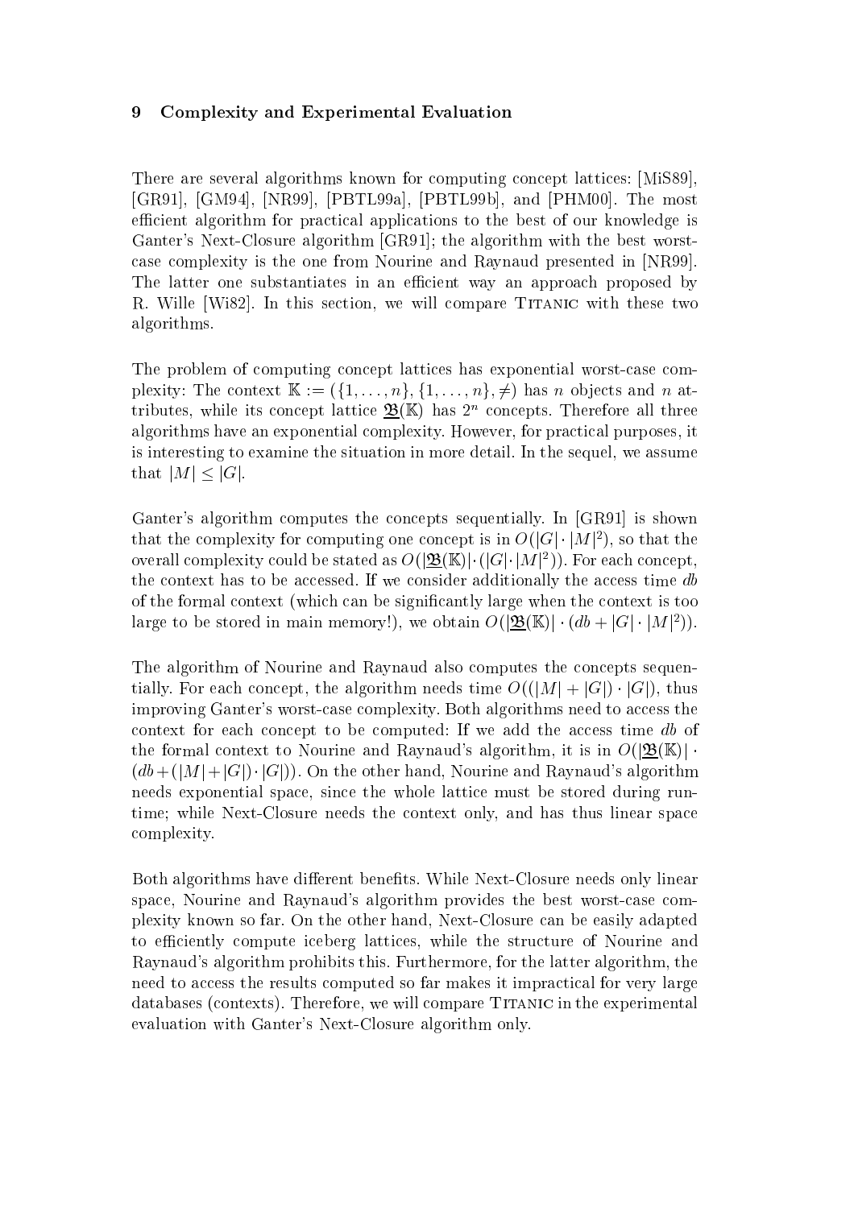## 9 Complexity and Experimental Evaluation

There are several algorithms known for computing concept lattices: [MiS89], [GR91], [GM94], [NR99], [PBTL99a], [PBTL99b], and [PHM00]. The most efficient algorithm for practical applications to the best of our knowledge is Ganter's Next-Closure algorithm [GR91]; the algorithm with the best worst-case complexity is the one from Nourine and Raynaud presented in [NR99]. The latter one substantiates in an efficient way an approach proposed by R. Wille [Wi82]. In this section, we will compare Titanic with these two algorithms.

The problem of computing concept lattices has exponential worst-case complexity: The context $\mathbb{K} := (\{1, \ldots, n\}, \{1, \ldots, n\}, \neq)$ has $n$ objects and $n$ attributes, while its concept lattice $\underline{\mathfrak{B}}(\mathbb{K})$ has $2^n$ concepts. Therefore all three algorithms have an exponential complexity. However, for practical purposes, it is interesting to examine the situation in more detail. In the sequel, we assume that $|M| \leq |G|$.

Ganter's algorithm computes the concepts sequentially. In [GR91] is shown that the complexity for computing one concept is in $O(|G| \cdot |M|^2)$, so that the overall complexity could be stated as $O(|\underline{\mathfrak{B}}(\mathbb{K})| \cdot (|G| \cdot |M|^2))$. For each concept, the context has to be accessed. If we consider additionally the access time *db* of the formal context (which can be significantly large when the context is too large to be stored in main memory!), we obtain $O(|\underline{\mathfrak{B}}(\mathbb{K})| \cdot (db + |G| \cdot |M|^2))$.

The algorithm of Nourine and Raynaud also computes the concepts sequentially. For each concept, the algorithm needs time $O((|M| + |G|) \cdot |G|)$, thus improving Ganter's worst-case complexity. Both algorithms need to access the context for each concept to be computed: If we add the access time *db* of the formal context to Nourine and Raynaud's algorithm, it is in $O(|\underline{\mathfrak{B}}(\mathbb{K})| \cdot (db + (|M| + |G|) \cdot |G|))$. On the other hand, Nourine and Raynaud's algorithm needs exponential space, since the whole lattice must be stored during runtime; while Next-Closure needs the context only, and has thus linear space complexity.

Both algorithms have different benefits. While Next-Closure needs only linear space, Nourine and Raynaud's algorithm provides the best worst-case complexity known so far. On the other hand, Next-Closure can be easily adapted to efficiently compute iceberg lattices, while the structure of Nourine and Raynaud's algorithm prohibits this. Furthermore, for the latter algorithm, the need to access the results computed so far makes it impractical for very large databases (contexts). Therefore, we will compare Titanic in the experimental evaluation with Ganter's Next-Closure algorithm only.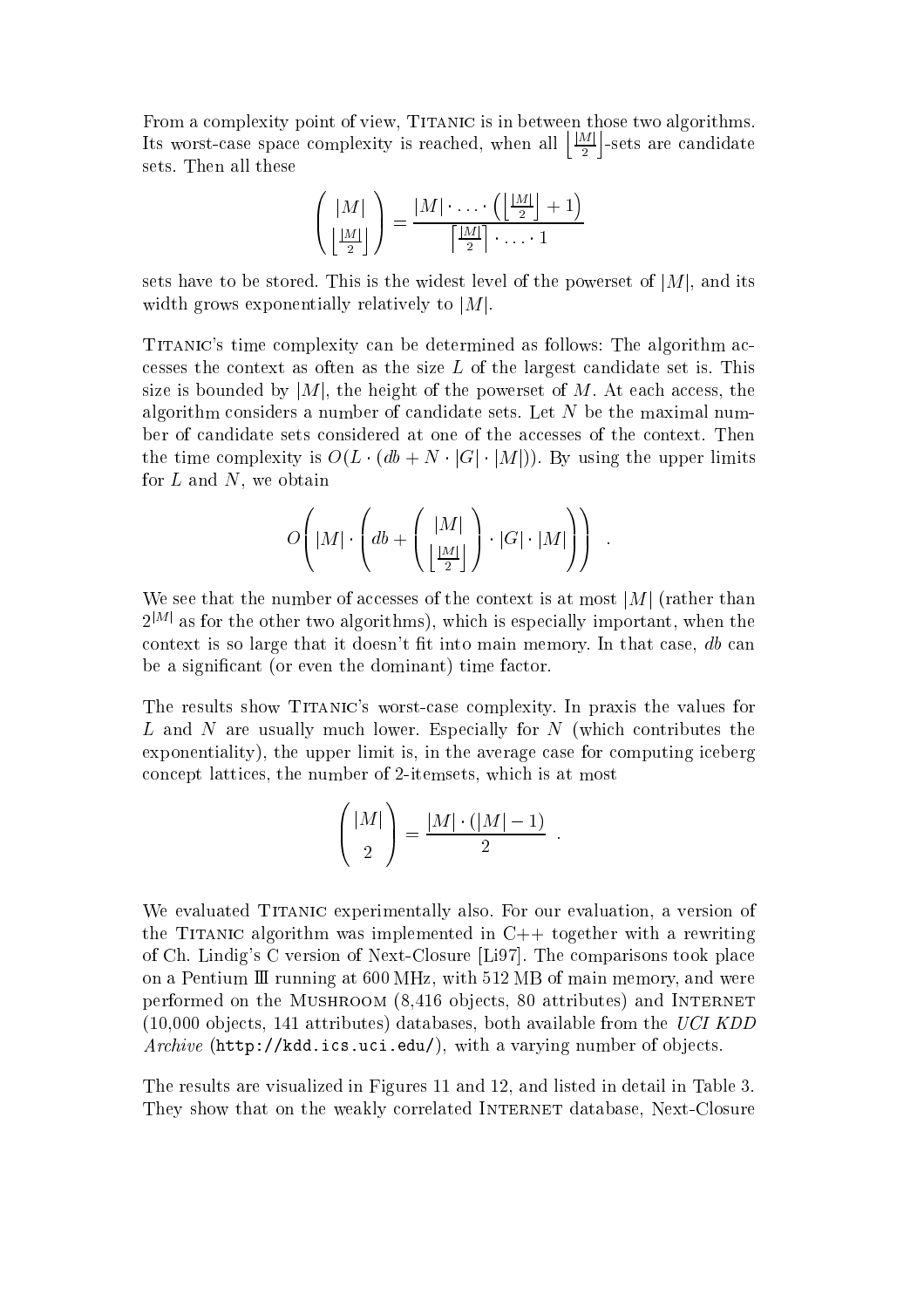From a complexity point of view, Titanic is in between those two algorithms. Its worst-case space complexity is reached, when all $\left\lfloor \frac{|M|}{2} \right\rfloor$-sets are candidate sets. Then all these

$$\binom{|M|}{\left\lfloor \frac{|M|}{2} \right\rfloor} = \frac{|M| \cdot \ldots \cdot \left( \left\lfloor \frac{|M|}{2} \right\rfloor + 1 \right)}{\left\lceil \frac{|M|}{2} \right\rceil \cdot \ldots \cdot 1}$$

sets have to be stored. This is the widest level of the powerset of $|M|$, and its width grows exponentially relatively to $|M|$.

Titanic's time complexity can be determined as follows: The algorithm accesses the context as often as the size $L$ of the largest candidate set is. This size is bounded by $|M|$, the height of the powerset of $M$. At each access, the algorithm considers a number of candidate sets. Let $N$ be the maximal number of candidate sets considered at one of the accesses of the context. Then the time complexity is $O(L \cdot (db + N \cdot |G| \cdot |M|))$. By using the upper limits for $L$ and $N$, we obtain

$$O\left( |M| \cdot \left( db + \binom{|M|}{\left\lfloor \frac{|M|}{2} \right\rfloor} \cdot |G| \cdot |M| \right) \right) .$$

We see that the number of accesses of the context is at most $|M|$ (rather than $2^{|M|}$ as for the other two algorithms), which is especially important, when the context is so large that it doesn't fit into main memory. In that case, *db* can be a significant (or even the dominant) time factor.

The results show Titanic's worst-case complexity. In praxis the values for $L$ and $N$ are usually much lower. Especially for $N$ (which contributes the exponentiality), the upper limit is, in the average case for computing iceberg concept lattices, the number of 2-itemsets, which is at most

$$\binom{|M|}{2} = \frac{|M| \cdot (|M| - 1)}{2} .$$

We evaluated Titanic experimentally also. For our evaluation, a version of the Titanic algorithm was implemented in C++ together with a rewriting of Ch. Lindig's C version of Next-Closure [Li97]. The comparisons took place on a Pentium III running at 600 MHz, with 512 MB of main memory, and were performed on the Mushroom (8,416 objects, 80 attributes) and Internet (10,000 objects, 141 attributes) databases, both available from the *UCI KDD Archive* (http://kdd.ics.uci.edu/), with a varying number of objects.

The results are visualized in Figures 11 and 12, and listed in detail in Table 3. They show that on the weakly correlated Internet database, Next-Closure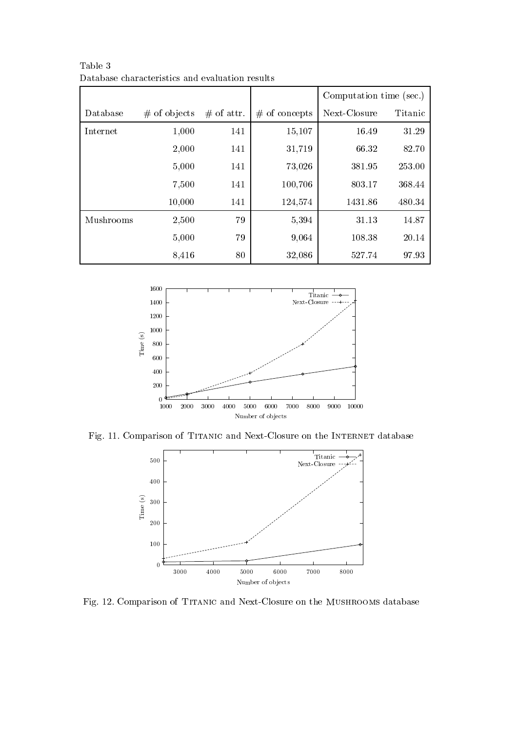Table 3
Database characteristics and evaluation results

| | | | | Computation time (sec.) | |
|---|---|---|---|---|---|
| Database | # of objects | # of attr. | # of concepts | Next-Closure | Titanic |
| Internet | 1,000 | 141 | 15,107 | 16.49 | 31.29 |
| | 2,000 | 141 | 31,719 | 66.32 | 82.70 |
| | 5,000 | 141 | 73,026 | 381.95 | 253.00 |
| | 7,500 | 141 | 100,706 | 803.17 | 368.44 |
| | 10,000 | 141 | 124,574 | 1431.86 | 480.34 |
| Mushrooms | 2,500 | 79 | 5,394 | 31.13 | 14.87 |
| | 5,000 | 79 | 9,064 | 108.38 | 20.14 |
| | 8,416 | 80 | 32,086 | 527.74 | 97.93 |

Fig. 11. Comparison of Titanic and Next-Closure on the Internet database

Fig. 12. Comparison of Titanic and Next-Closure on the Mushrooms database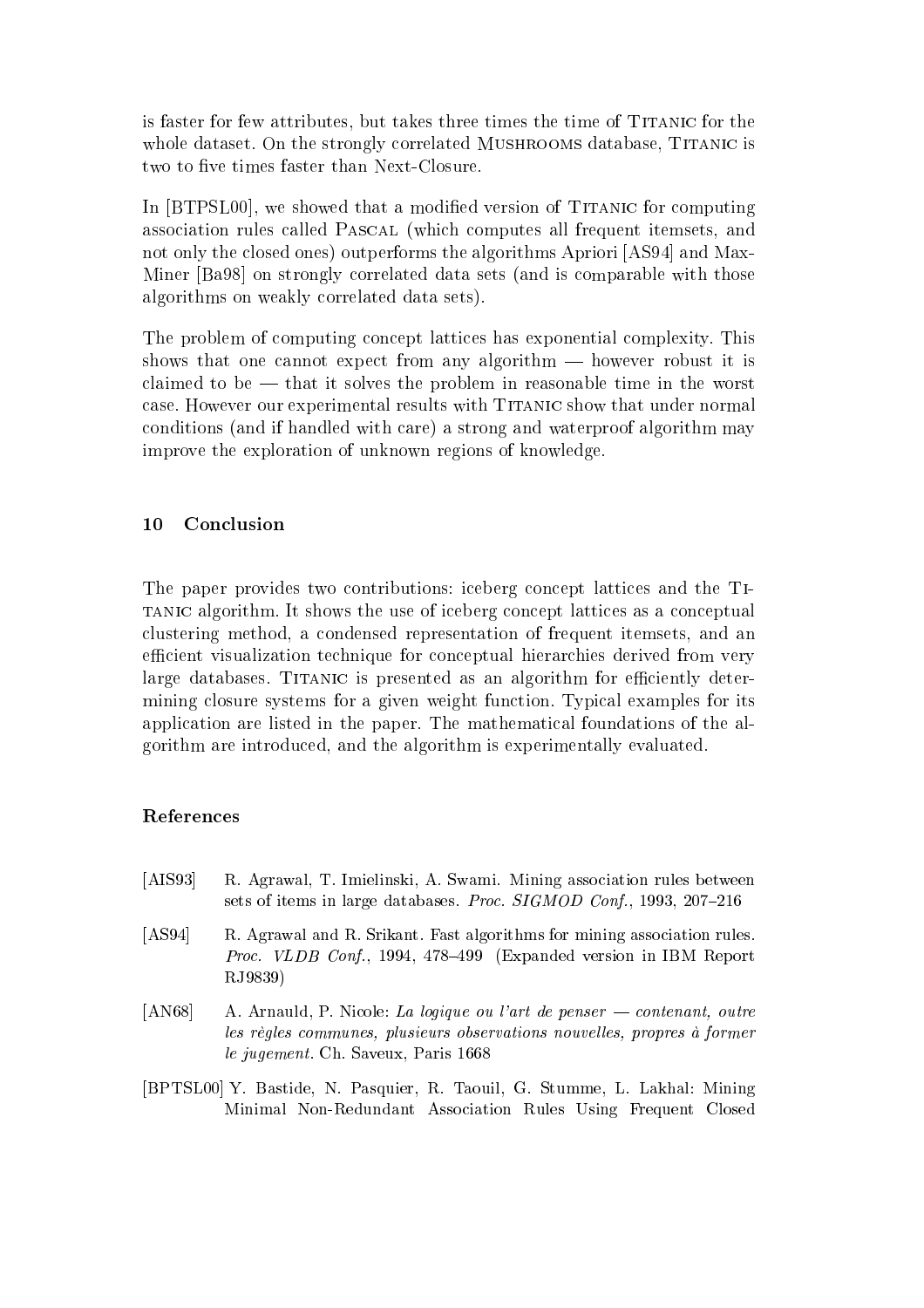is faster for few attributes, but takes three times the time of Titanic for the whole dataset. On the strongly correlated Mushrooms database, Titanic is two to five times faster than Next-Closure.

In [BTPSL00], we showed that a modified version of Titanic for computing association rules called Pascal (which computes all frequent itemsets, and not only the closed ones) outperforms the algorithms Apriori [AS94] and Max-Miner [Ba98] on strongly correlated data sets (and is comparable with those algorithms on weakly correlated data sets).

The problem of computing concept lattices has exponential complexity. This shows that one cannot expect from any algorithm — however robust it is claimed to be — that it solves the problem in reasonable time in the worst case. However our experimental results with Titanic show that under normal conditions (and if handled with care) a strong and waterproof algorithm may improve the exploration of unknown regions of knowledge.

## 10 Conclusion

The paper provides two contributions: iceberg concept lattices and the Titanic algorithm. It shows the use of iceberg concept lattices as a conceptual clustering method, a condensed representation of frequent itemsets, and an efficient visualization technique for conceptual hierarchies derived from very large databases. Titanic is presented as an algorithm for efficiently determining closure systems for a given weight function. Typical examples for its application are listed in the paper. The mathematical foundations of the algorithm are introduced, and the algorithm is experimentally evaluated.

## References

[AIS93] R. Agrawal, T. Imielinski, A. Swami. Mining association rules between sets of items in large databases. *Proc. SIGMOD Conf.*, 1993, 207–216

[AS94] R. Agrawal and R. Srikant. Fast algorithms for mining association rules. *Proc. VLDB Conf.*, 1994, 478–499 (Expanded version in IBM Report RJ9839)

[AN68] A. Arnauld, P. Nicole: *La logique ou l'art de penser — contenant, outre les règles communes, plusieurs observations nouvelles, propres à former le jugement.* Ch. Saveux, Paris 1668

[BPTSL00] Y. Bastide, N. Pasquier, R. Taouil, G. Stumme, L. Lakhal: Mining Minimal Non-Redundant Association Rules Using Frequent Closed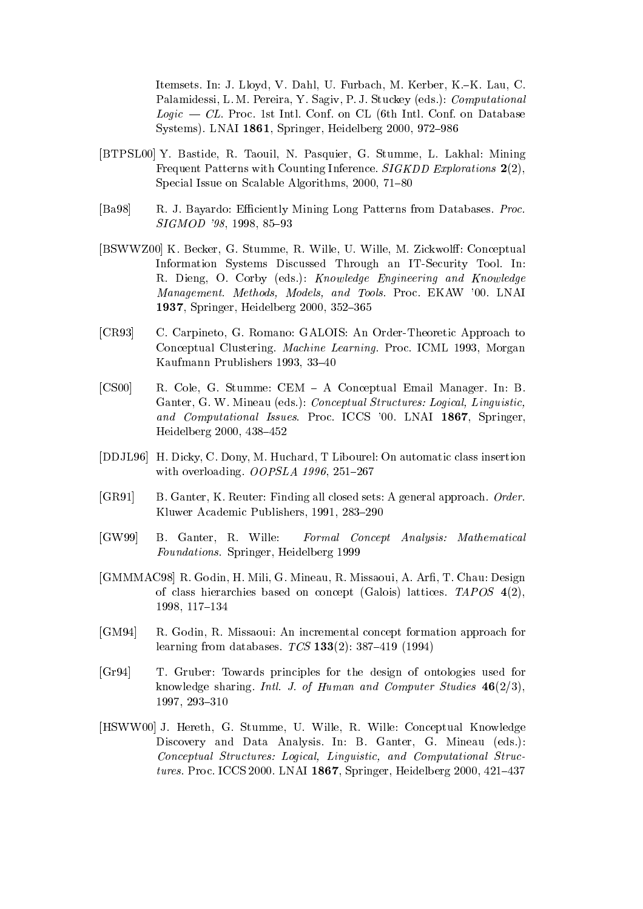Itemsets. In: J. Lloyd, V. Dahl, U. Furbach, M. Kerber, K.–K. Lau, C. Palamidessi, L. M. Pereira, Y. Sagiv, P. J. Stuckey (eds.): *Computational Logic — CL*. Proc. 1st Intl. Conf. on CL (6th Intl. Conf. on Database Systems). LNAI **1861**, Springer, Heidelberg 2000, 972–986

[BTPSL00] Y. Bastide, R. Taouil, N. Pasquier, G. Stumme, L. Lakhal: Mining Frequent Patterns with Counting Inference. *SIGKDD Explorations* **2**(2), Special Issue on Scalable Algorithms, 2000, 71–80

[Ba98] R. J. Bayardo: Efficiently Mining Long Patterns from Databases. *Proc. SIGMOD '98*, 1998, 85–93

[BSWWZ00] K. Becker, G. Stumme, R. Wille, U. Wille, M. Zickwolff: Conceptual Information Systems Discussed Through an IT-Security Tool. In: R. Dieng, O. Corby (eds.): *Knowledge Engineering and Knowledge Management. Methods, Models, and Tools*. Proc. EKAW '00. LNAI **1937**, Springer, Heidelberg 2000, 352–365

[CR93] C. Carpineto, G. Romano: GALOIS: An Order-Theoretic Approach to Conceptual Clustering. *Machine Learning*. Proc. ICML 1993, Morgan Kaufmann Prublishers 1993, 33–40

[CS00] R. Cole, G. Stumme: CEM – A Conceptual Email Manager. In: B. Ganter, G. W. Mineau (eds.): *Conceptual Structures: Logical, Linguistic, and Computational Issues*. Proc. ICCS '00. LNAI **1867**, Springer, Heidelberg 2000, 438–452

[DDJL96] H. Dicky, C. Dony, M. Huchard, T Libourel: On automatic class insertion with overloading. *OOPSLA 1996*, 251–267

[GR91] B. Ganter, K. Reuter: Finding all closed sets: A general approach. *Order*. Kluwer Academic Publishers, 1991, 283–290

[GW99] B. Ganter, R. Wille: *Formal Concept Analysis: Mathematical Foundations*. Springer, Heidelberg 1999

[GMMMAC98] R. Godin, H. Mili, G. Mineau, R. Missaoui, A. Arfi, T. Chau: Design of class hierarchies based on concept (Galois) lattices. *TAPOS* **4**(2), 1998, 117–134

[GM94] R. Godin, R. Missaoui: An incremental concept formation approach for learning from databases. *TCS* **133**(2): 387–419 (1994)

[Gr94] T. Gruber: Towards principles for the design of ontologies used for knowledge sharing. *Intl. J. of Human and Computer Studies* **46**(2/3), 1997, 293–310

[HSWW00] J. Hereth, G. Stumme, U. Wille, R. Wille: Conceptual Knowledge Discovery and Data Analysis. In: B. Ganter, G. Mineau (eds.): *Conceptual Structures: Logical, Linguistic, and Computational Structures*. Proc. ICCS 2000. LNAI **1867**, Springer, Heidelberg 2000, 421–437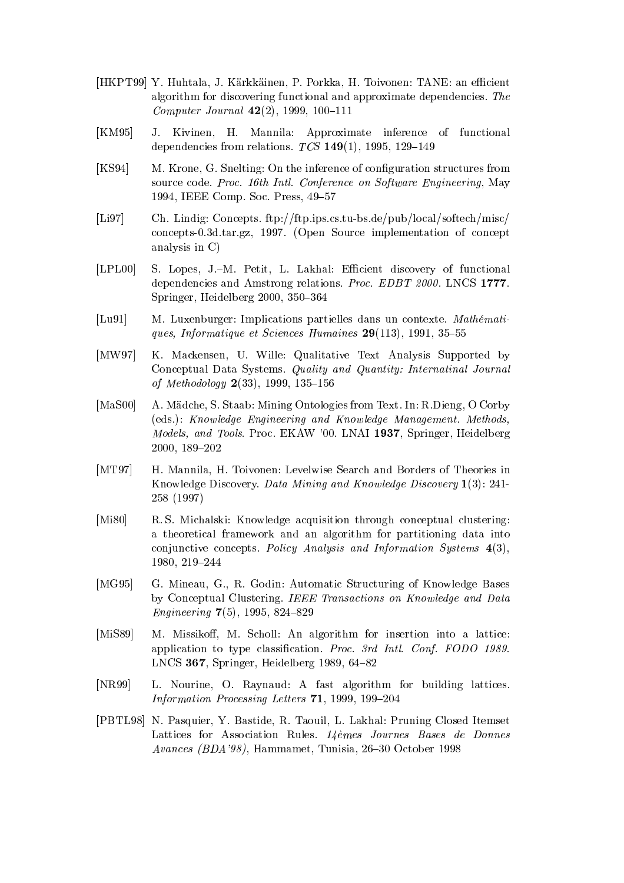[HKPT99] Y. Huhtala, J. Kärkkäinen, P. Porkka, H. Toivonen: TANE: an efficient algorithm for discovering functional and approximate dependencies. *The Computer Journal* **42**(2), 1999, 100–111

[KM95] J. Kivinen, H. Mannila: Approximate inference of functional dependencies from relations. *TCS* **149**(1), 1995, 129–149

[KS94] M. Krone, G. Snelting: On the inference of configuration structures from source code. *Proc. 16th Intl. Conference on Software Engineering*, May 1994, IEEE Comp. Soc. Press, 49–57

[Li97] Ch. Lindig: Concepts. ftp://ftp.ips.cs.tu-bs.de/pub/local/softech/misc/concepts-0.3d.tar.gz, 1997. (Open Source implementation of concept analysis in C)

[LPL00] S. Lopes, J.–M. Petit, L. Lakhal: Efficient discovery of functional dependencies and Amstrong relations. *Proc. EDBT 2000*. LNCS **1777**. Springer, Heidelberg 2000, 350–364

[Lu91] M. Luxenburger: Implications partielles dans un contexte. *Mathématiques, Informatique et Sciences Humaines* **29**(113), 1991, 35–55

[MW97] K. Mackensen, U. Wille: Qualitative Text Analysis Supported by Conceptual Data Systems. *Quality and Quantity: Internatinal Journal of Methodology* **2**(33), 1999, 135–156

[MaS00] A. Mädche, S. Staab: Mining Ontologies from Text. In: R.Dieng, O Corby (eds.): *Knowledge Engineering and Knowledge Management. Methods, Models, and Tools*. Proc. EKAW '00. LNAI **1937**, Springer, Heidelberg 2000, 189–202

[MT97] H. Mannila, H. Toivonen: Levelwise Search and Borders of Theories in Knowledge Discovery. *Data Mining and Knowledge Discovery* **1**(3): 241-258 (1997)

[Mi80] R. S. Michalski: Knowledge acquisition through conceptual clustering: a theoretical framework and an algorithm for partitioning data into conjunctive concepts. *Policy Analysis and Information Systems* **4**(3), 1980, 219–244

[MG95] G. Mineau, G., R. Godin: Automatic Structuring of Knowledge Bases by Conceptual Clustering. *IEEE Transactions on Knowledge and Data Engineering* **7**(5), 1995, 824–829

[MiS89] M. Missikoff, M. Scholl: An algorithm for insertion into a lattice: application to type classification. *Proc. 3rd Intl. Conf. FODO 1989*. LNCS **367**, Springer, Heidelberg 1989, 64–82

[NR99] L. Nourine, O. Raynaud: A fast algorithm for building lattices. *Information Processing Letters* **71**, 1999, 199–204

[PBTL98] N. Pasquier, Y. Bastide, R. Taouil, L. Lakhal: Pruning Closed Itemset Lattices for Association Rules. *14èmes Journes Bases de Donnes Avances (BDA'98)*, Hammamet, Tunisia, 26–30 October 1998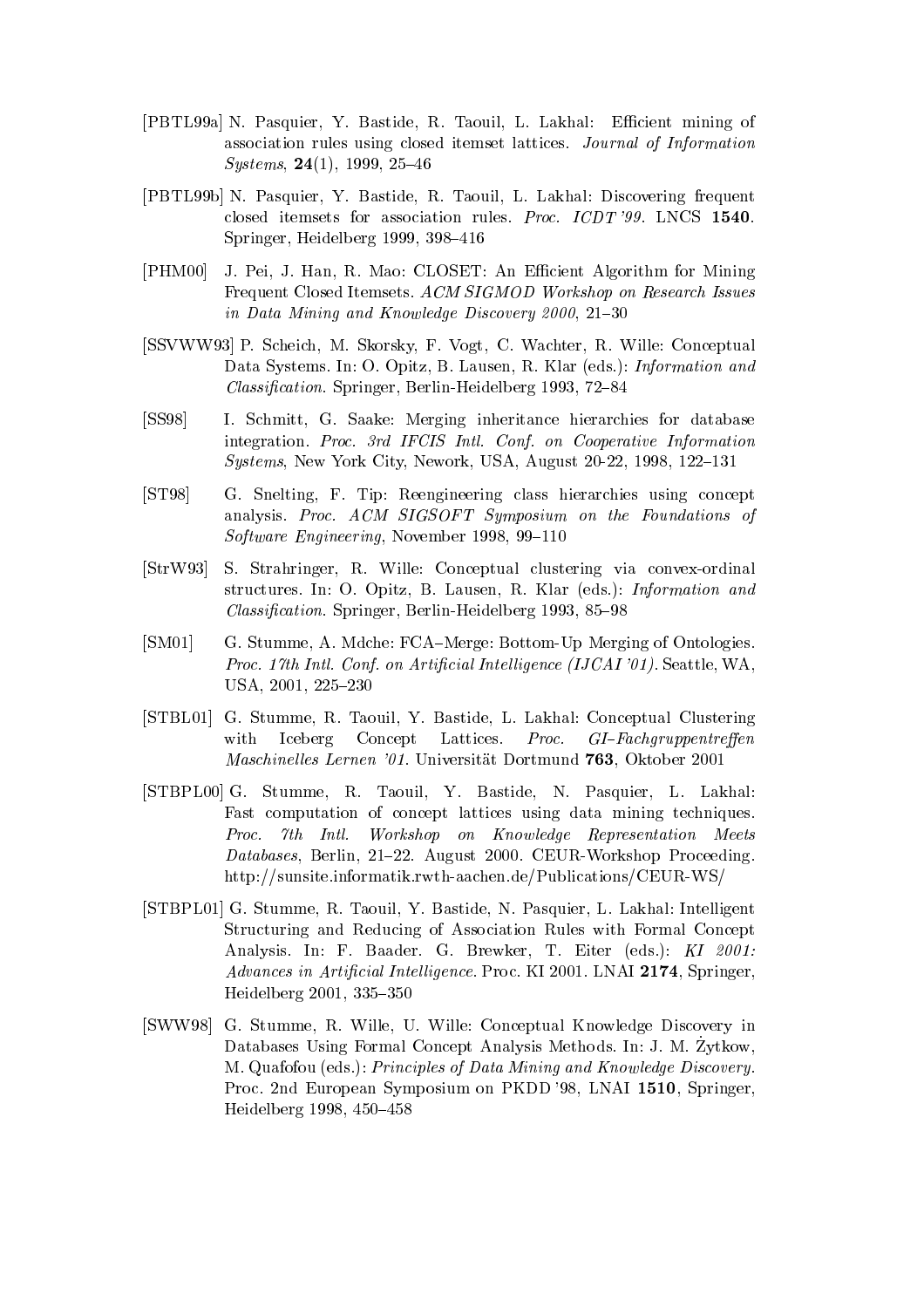[PBTL99a] N. Pasquier, Y. Bastide, R. Taouil, L. Lakhal: Efficient mining of association rules using closed itemset lattices. *Journal of Information Systems*, **24**(1), 1999, 25–46

[PBTL99b] N. Pasquier, Y. Bastide, R. Taouil, L. Lakhal: Discovering frequent closed itemsets for association rules. *Proc. ICDT '99*. LNCS **1540**. Springer, Heidelberg 1999, 398–416

[PHM00] J. Pei, J. Han, R. Mao: CLOSET: An Efficient Algorithm for Mining Frequent Closed Itemsets. *ACM SIGMOD Workshop on Research Issues in Data Mining and Knowledge Discovery 2000*, 21–30

[SSVWW93] P. Scheich, M. Skorsky, F. Vogt, C. Wachter, R. Wille: Conceptual Data Systems. In: O. Opitz, B. Lausen, R. Klar (eds.): *Information and Classification*. Springer, Berlin-Heidelberg 1993, 72–84

[SS98] I. Schmitt, G. Saake: Merging inheritance hierarchies for database integration. *Proc. 3rd IFCIS Intl. Conf. on Cooperative Information Systems*, New York City, Nework, USA, August 20-22, 1998, 122–131

[ST98] G. Snelting, F. Tip: Reengineering class hierarchies using concept analysis. *Proc. ACM SIGSOFT Symposium on the Foundations of Software Engineering*, November 1998, 99–110

[StrW93] S. Strahringer, R. Wille: Conceptual clustering via convex-ordinal structures. In: O. Opitz, B. Lausen, R. Klar (eds.): *Information and Classification*. Springer, Berlin-Heidelberg 1993, 85–98

[SM01] G. Stumme, A. Mdche: FCA–Merge: Bottom-Up Merging of Ontologies. *Proc. 17th Intl. Conf. on Artificial Intelligence (IJCAI '01)*. Seattle, WA, USA, 2001, 225–230

[STBL01] G. Stumme, R. Taouil, Y. Bastide, L. Lakhal: Conceptual Clustering with Iceberg Concept Lattices. *Proc. GI–Fachgruppentreffen Maschinelles Lernen '01*. Universität Dortmund **763**, Oktober 2001

[STBPL00] G. Stumme, R. Taouil, Y. Bastide, N. Pasquier, L. Lakhal: Fast computation of concept lattices using data mining techniques. *Proc. 7th Intl. Workshop on Knowledge Representation Meets Databases*, Berlin, 21–22. August 2000. CEUR-Workshop Proceeding. http://sunsite.informatik.rwth-aachen.de/Publications/CEUR-WS/

[STBPL01] G. Stumme, R. Taouil, Y. Bastide, N. Pasquier, L. Lakhal: Intelligent Structuring and Reducing of Association Rules with Formal Concept Analysis. In: F. Baader. G. Brewker, T. Eiter (eds.): *KI 2001: Advances in Artificial Intelligence*. Proc. KI 2001. LNAI **2174**, Springer, Heidelberg 2001, 335–350

[SWW98] G. Stumme, R. Wille, U. Wille: Conceptual Knowledge Discovery in Databases Using Formal Concept Analysis Methods. In: J. M. Żytkow, M. Quafofou (eds.): *Principles of Data Mining and Knowledge Discovery*. Proc. 2nd European Symposium on PKDD '98, LNAI **1510**, Springer, Heidelberg 1998, 450–458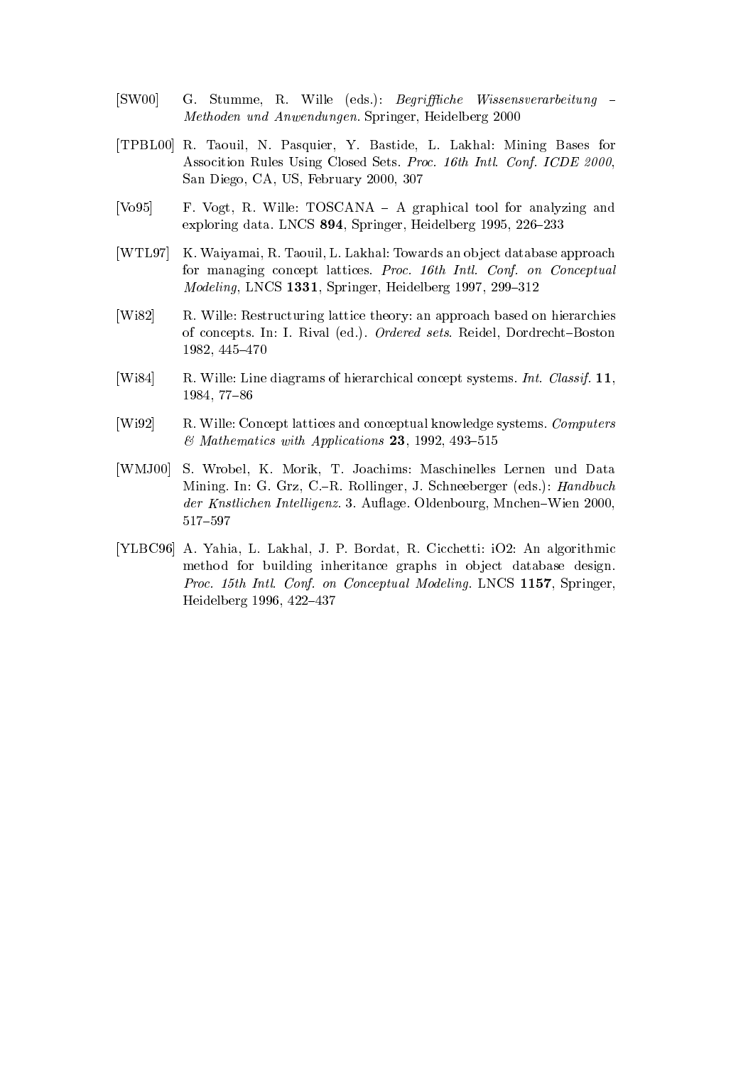[SW00] G. Stumme, R. Wille (eds.): *Begriffliche Wissensverarbeitung – Methoden und Anwendungen*. Springer, Heidelberg 2000

[TPBL00] R. Taouil, N. Pasquier, Y. Bastide, L. Lakhal: Mining Bases for Assocition Rules Using Closed Sets. *Proc. 16th Intl. Conf. ICDE 2000*, San Diego, CA, US, February 2000, 307

[Vo95] F. Vogt, R. Wille: TOSCANA – A graphical tool for analyzing and exploring data. LNCS **894**, Springer, Heidelberg 1995, 226–233

[WTL97] K. Waiyamai, R. Taouil, L. Lakhal: Towards an object database approach for managing concept lattices. *Proc. 16th Intl. Conf. on Conceptual Modeling*, LNCS **1331**, Springer, Heidelberg 1997, 299–312

[Wi82] R. Wille: Restructuring lattice theory: an approach based on hierarchies of concepts. In: I. Rival (ed.). *Ordered sets*. Reidel, Dordrecht–Boston 1982, 445–470

[Wi84] R. Wille: Line diagrams of hierarchical concept systems. *Int. Classif.* **11**, 1984, 77–86

[Wi92] R. Wille: Concept lattices and conceptual knowledge systems. *Computers & Mathematics with Applications* **23**, 1992, 493–515

[WMJ00] S. Wrobel, K. Morik, T. Joachims: Maschinelles Lernen und Data Mining. In: G. Grz, C.–R. Rollinger, J. Schneeberger (eds.): *Handbuch der Knstlichen Intelligenz*. 3. Auflage. Oldenbourg, Mnchen–Wien 2000, 517–597

[YLBC96] A. Yahia, L. Lakhal, J. P. Bordat, R. Cicchetti: iO2: An algorithmic method for building inheritance graphs in object database design. *Proc. 15th Intl. Conf. on Conceptual Modeling*. LNCS **1157**, Springer, Heidelberg 1996, 422–437